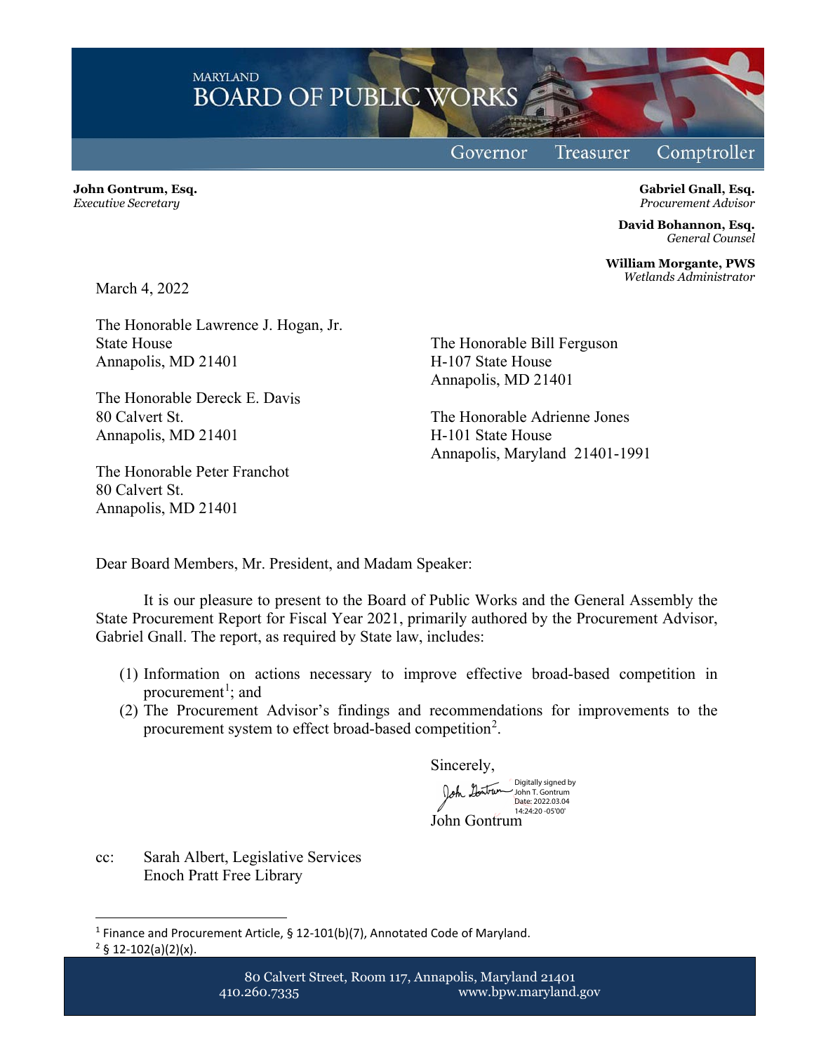MARYLAND
BOARD OF PUBLIC WORKS

Governor Treasurer Comptroller

**John Gontrum, Esq.**
*Executive Secretary*

**Gabriel Gnall, Esq.**
*Procurement Advisor*

**David Bohannon, Esq.**
*General Counsel*

**William Morgante, PWS**
*Wetlands Administrator*

March 4, 2022

The Honorable Lawrence J. Hogan, Jr.
State House
Annapolis, MD 21401

The Honorable Dereck E. Davis
80 Calvert St.
Annapolis, MD 21401

The Honorable Peter Franchot
80 Calvert St.
Annapolis, MD 21401

The Honorable Bill Ferguson
H-107 State House
Annapolis, MD 21401

The Honorable Adrienne Jones
H-101 State House
Annapolis, Maryland 21401-1991

Dear Board Members, Mr. President, and Madam Speaker:

It is our pleasure to present to the Board of Public Works and the General Assembly the State Procurement Report for Fiscal Year 2021, primarily authored by the Procurement Advisor, Gabriel Gnall. The report, as required by State law, includes:

(1) Information on actions necessary to improve effective broad-based competition in procurement[1]; and
(2) The Procurement Advisor's findings and recommendations for improvements to the procurement system to effect broad-based competition[2].

Sincerely,

Digitally signed by John T. Gontrum
Date: 2022.03.04 14:24:20 -05'00'

John Gontrum

cc: Sarah Albert, Legislative Services
Enoch Pratt Free Library

[1] Finance and Procurement Article, § 12-101(b)(7), Annotated Code of Maryland.
[2] § 12-102(a)(2)(x).

80 Calvert Street, Room 117, Annapolis, Maryland 21401
410.260.7335 www.bpw.maryland.gov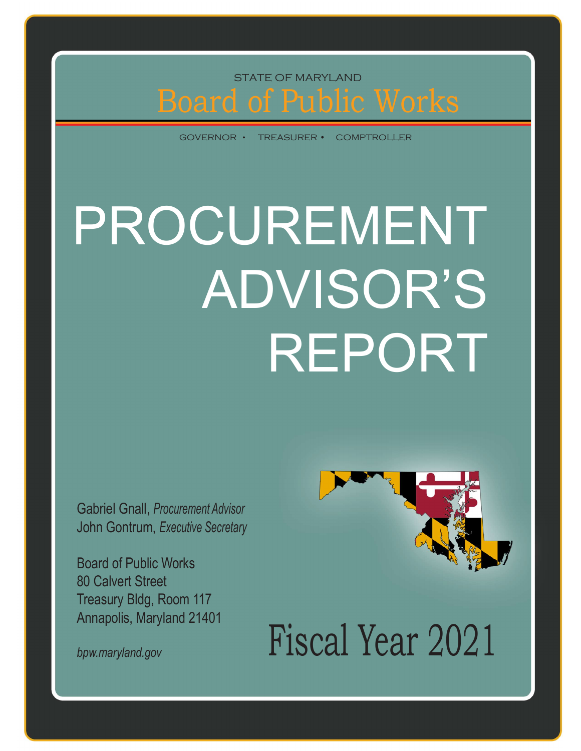STATE OF MARYLAND

# Board of Public Works

GOVERNOR • TREASURER • COMPTROLLER

# PROCUREMENT ADVISOR'S REPORT

Gabriel Gnall, *Procurement Advisor*
John Gontrum, *Executive Secretary*

Board of Public Works
80 Calvert Street
Treasury Bldg, Room 117
Annapolis, Maryland 21401

*bpw.maryland.gov*

## Fiscal Year 2021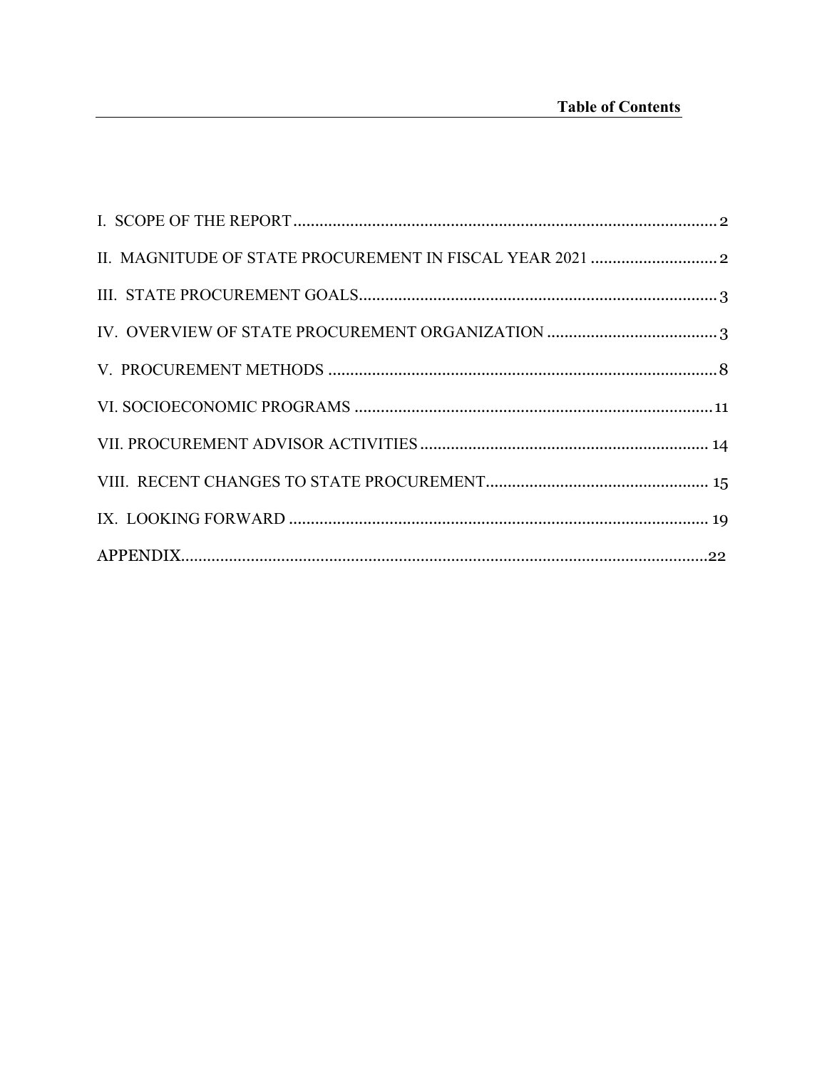## Table of Contents

I. SCOPE OF THE REPORT ........................................ 2

II. MAGNITUDE OF STATE PROCUREMENT IN FISCAL YEAR 2021 ........................................ 2

III. STATE PROCUREMENT GOALS ........................................ 3

IV. OVERVIEW OF STATE PROCUREMENT ORGANIZATION ........................................ 3

V. PROCUREMENT METHODS ........................................ 8

VI. SOCIOECONOMIC PROGRAMS ........................................ 11

VII. PROCUREMENT ADVISOR ACTIVITIES ........................................ 14

VIII. RECENT CHANGES TO STATE PROCUREMENT ........................................ 15

IX. LOOKING FORWARD ........................................ 19

APPENDIX ........................................ 22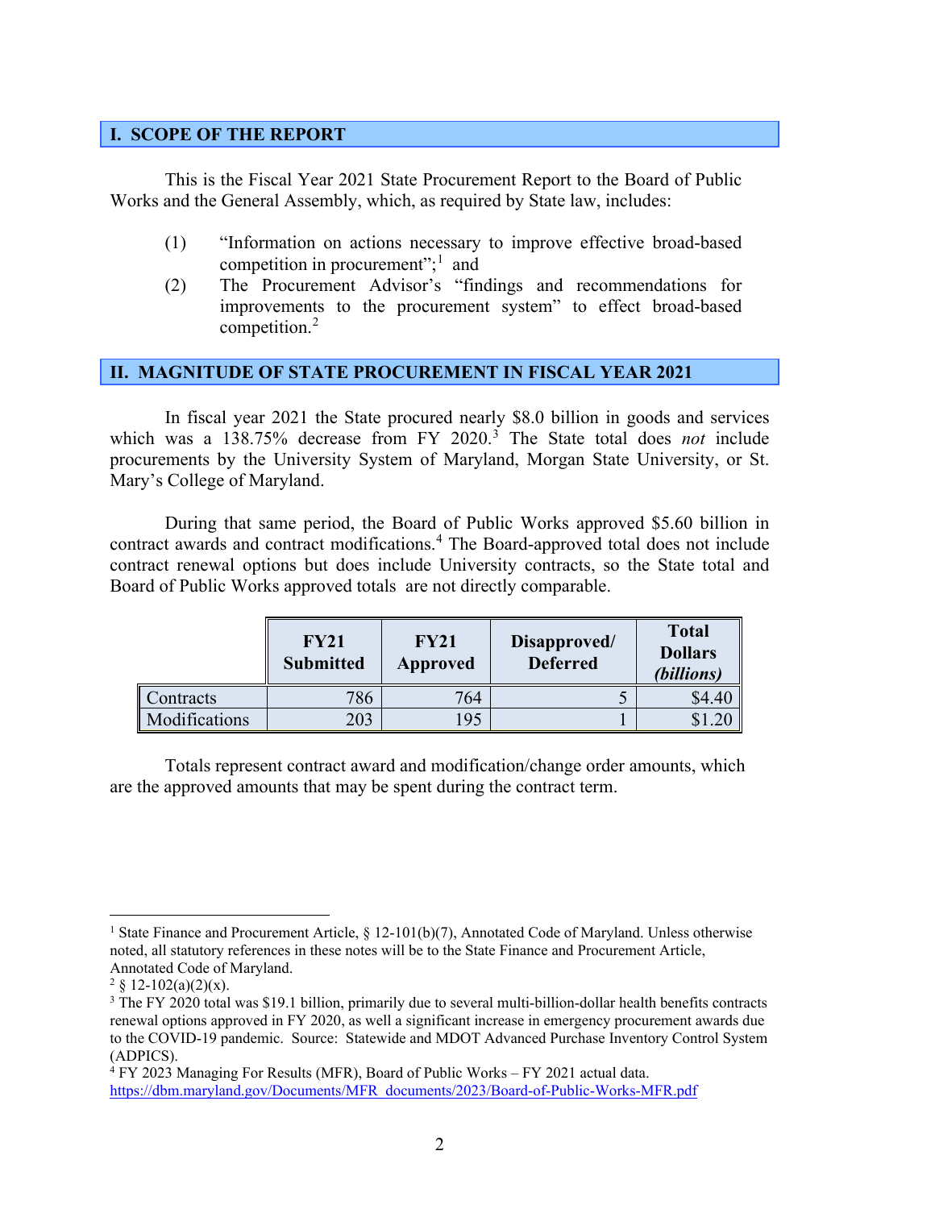## I. SCOPE OF THE REPORT

This is the Fiscal Year 2021 State Procurement Report to the Board of Public Works and the General Assembly, which, as required by State law, includes:

(1) "Information on actions necessary to improve effective broad-based competition in procurement";[1] and

(2) The Procurement Advisor's "findings and recommendations for improvements to the procurement system" to effect broad-based competition.[2]

## II. MAGNITUDE OF STATE PROCUREMENT IN FISCAL YEAR 2021

In fiscal year 2021 the State procured nearly $8.0 billion in goods and services which was a 138.75% decrease from FY 2020.[3] The State total does *not* include procurements by the University System of Maryland, Morgan State University, or St. Mary's College of Maryland.

During that same period, the Board of Public Works approved $5.60 billion in contract awards and contract modifications.[4] The Board-approved total does not include contract renewal options but does include University contracts, so the State total and Board of Public Works approved totals are not directly comparable.

| | FY21 Submitted | FY21 Approved | Disapproved/ Deferred | Total Dollars *(billions)* |
|---|---|---|---|---|
| Contracts | 786 | 764 | 5 | $4.40 |
| Modifications | 203 | 195 | 1 | $1.20 |

Totals represent contract award and modification/change order amounts, which are the approved amounts that may be spent during the contract term.

---

[1] State Finance and Procurement Article, § 12-101(b)(7), Annotated Code of Maryland. Unless otherwise noted, all statutory references in these notes will be to the State Finance and Procurement Article, Annotated Code of Maryland.

[2] § 12-102(a)(2)(x).

[3] The FY 2020 total was $19.1 billion, primarily due to several multi-billion-dollar health benefits contracts renewal options approved in FY 2020, as well a significant increase in emergency procurement awards due to the COVID-19 pandemic. Source: Statewide and MDOT Advanced Purchase Inventory Control System (ADPICS).

[4] FY 2023 Managing For Results (MFR), Board of Public Works – FY 2021 actual data. https://dbm.maryland.gov/Documents/MFR_documents/2023/Board-of-Public-Works-MFR.pdf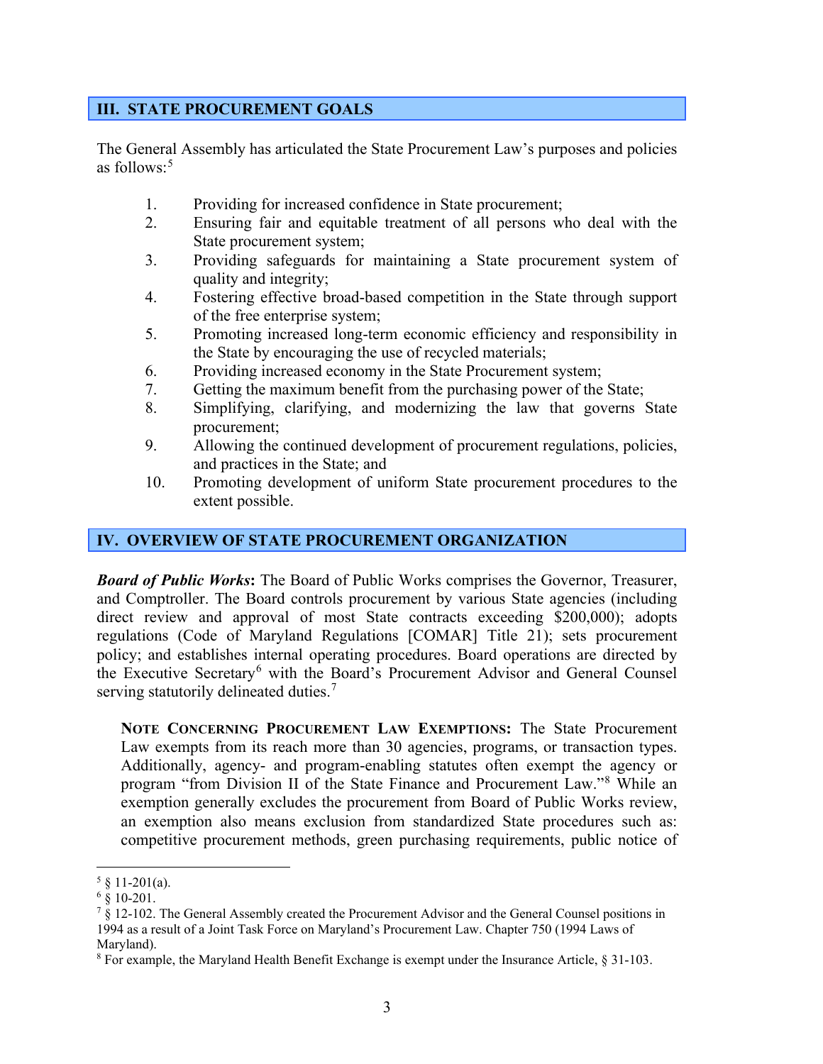## III. STATE PROCUREMENT GOALS

The General Assembly has articulated the State Procurement Law's purposes and policies as follows:[5]

1. Providing for increased confidence in State procurement;
2. Ensuring fair and equitable treatment of all persons who deal with the State procurement system;
3. Providing safeguards for maintaining a State procurement system of quality and integrity;
4. Fostering effective broad-based competition in the State through support of the free enterprise system;
5. Promoting increased long-term economic efficiency and responsibility in the State by encouraging the use of recycled materials;
6. Providing increased economy in the State Procurement system;
7. Getting the maximum benefit from the purchasing power of the State;
8. Simplifying, clarifying, and modernizing the law that governs State procurement;
9. Allowing the continued development of procurement regulations, policies, and practices in the State; and
10. Promoting development of uniform State procurement procedures to the extent possible.

## IV. OVERVIEW OF STATE PROCUREMENT ORGANIZATION

***Board of Public Works*:** The Board of Public Works comprises the Governor, Treasurer, and Comptroller. The Board controls procurement by various State agencies (including direct review and approval of most State contracts exceeding $200,000); adopts regulations (Code of Maryland Regulations [COMAR] Title 21); sets procurement policy; and establishes internal operating procedures. Board operations are directed by the Executive Secretary[6] with the Board's Procurement Advisor and General Counsel serving statutorily delineated duties.[7]

> **NOTE CONCERNING PROCUREMENT LAW EXEMPTIONS:** The State Procurement Law exempts from its reach more than 30 agencies, programs, or transaction types. Additionally, agency- and program-enabling statutes often exempt the agency or program "from Division II of the State Finance and Procurement Law."[8] While an exemption generally excludes the procurement from Board of Public Works review, an exemption also means exclusion from standardized State procedures such as: competitive procurement methods, green purchasing requirements, public notice of

---

[5] § 11-201(a).

[6] § 10-201.

[7] § 12-102. The General Assembly created the Procurement Advisor and the General Counsel positions in 1994 as a result of a Joint Task Force on Maryland's Procurement Law. Chapter 750 (1994 Laws of Maryland).

[8] For example, the Maryland Health Benefit Exchange is exempt under the Insurance Article, § 31-103.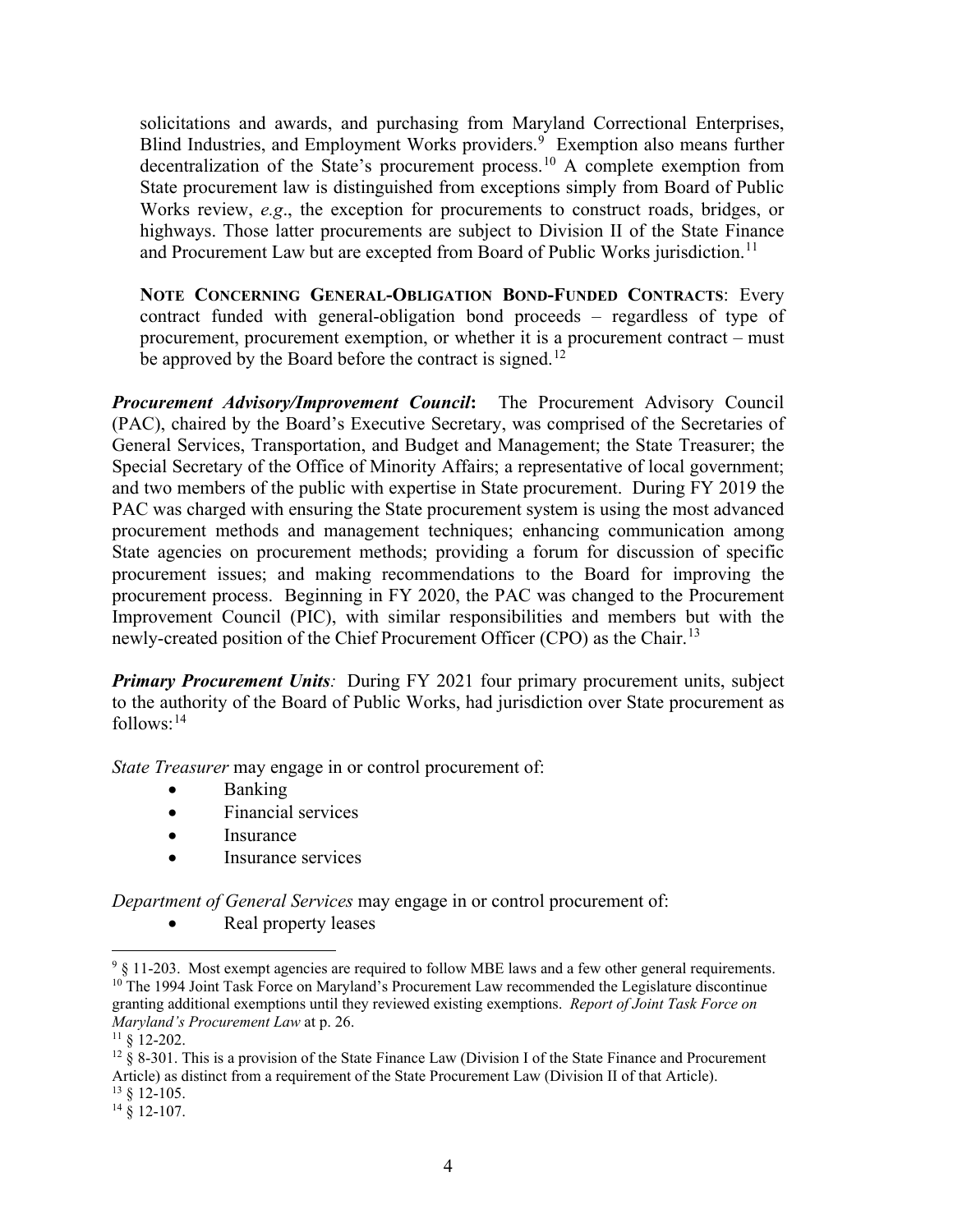solicitations and awards, and purchasing from Maryland Correctional Enterprises, Blind Industries, and Employment Works providers.[9] Exemption also means further decentralization of the State's procurement process.[10] A complete exemption from State procurement law is distinguished from exceptions simply from Board of Public Works review, *e.g*., the exception for procurements to construct roads, bridges, or highways. Those latter procurements are subject to Division II of the State Finance and Procurement Law but are excepted from Board of Public Works jurisdiction.[11]

**NOTE CONCERNING GENERAL-OBLIGATION BOND-FUNDED CONTRACTS**: Every contract funded with general-obligation bond proceeds – regardless of type of procurement, procurement exemption, or whether it is a procurement contract – must be approved by the Board before the contract is signed.[12]

***Procurement Advisory/Improvement Council*:** The Procurement Advisory Council (PAC), chaired by the Board's Executive Secretary, was comprised of the Secretaries of General Services, Transportation, and Budget and Management; the State Treasurer; the Special Secretary of the Office of Minority Affairs; a representative of local government; and two members of the public with expertise in State procurement. During FY 2019 the PAC was charged with ensuring the State procurement system is using the most advanced procurement methods and management techniques; enhancing communication among State agencies on procurement methods; providing a forum for discussion of specific procurement issues; and making recommendations to the Board for improving the procurement process. Beginning in FY 2020, the PAC was changed to the Procurement Improvement Council (PIC), with similar responsibilities and members but with the newly-created position of the Chief Procurement Officer (CPO) as the Chair.[13]

***Primary Procurement Units**:* During FY 2021 four primary procurement units, subject to the authority of the Board of Public Works, had jurisdiction over State procurement as follows:[14]

*State Treasurer* may engage in or control procurement of:

- Banking
- Financial services
- Insurance
- Insurance services

*Department of General Services* may engage in or control procurement of:

- Real property leases

---

[9] § 11-203. Most exempt agencies are required to follow MBE laws and a few other general requirements.

[10] The 1994 Joint Task Force on Maryland's Procurement Law recommended the Legislature discontinue granting additional exemptions until they reviewed existing exemptions. *Report of Joint Task Force on Maryland's Procurement Law* at p. 26.

[11] § 12-202.

[12] § 8-301. This is a provision of the State Finance Law (Division I of the State Finance and Procurement Article) as distinct from a requirement of the State Procurement Law (Division II of that Article).

[13] § 12-105.

[14] § 12-107.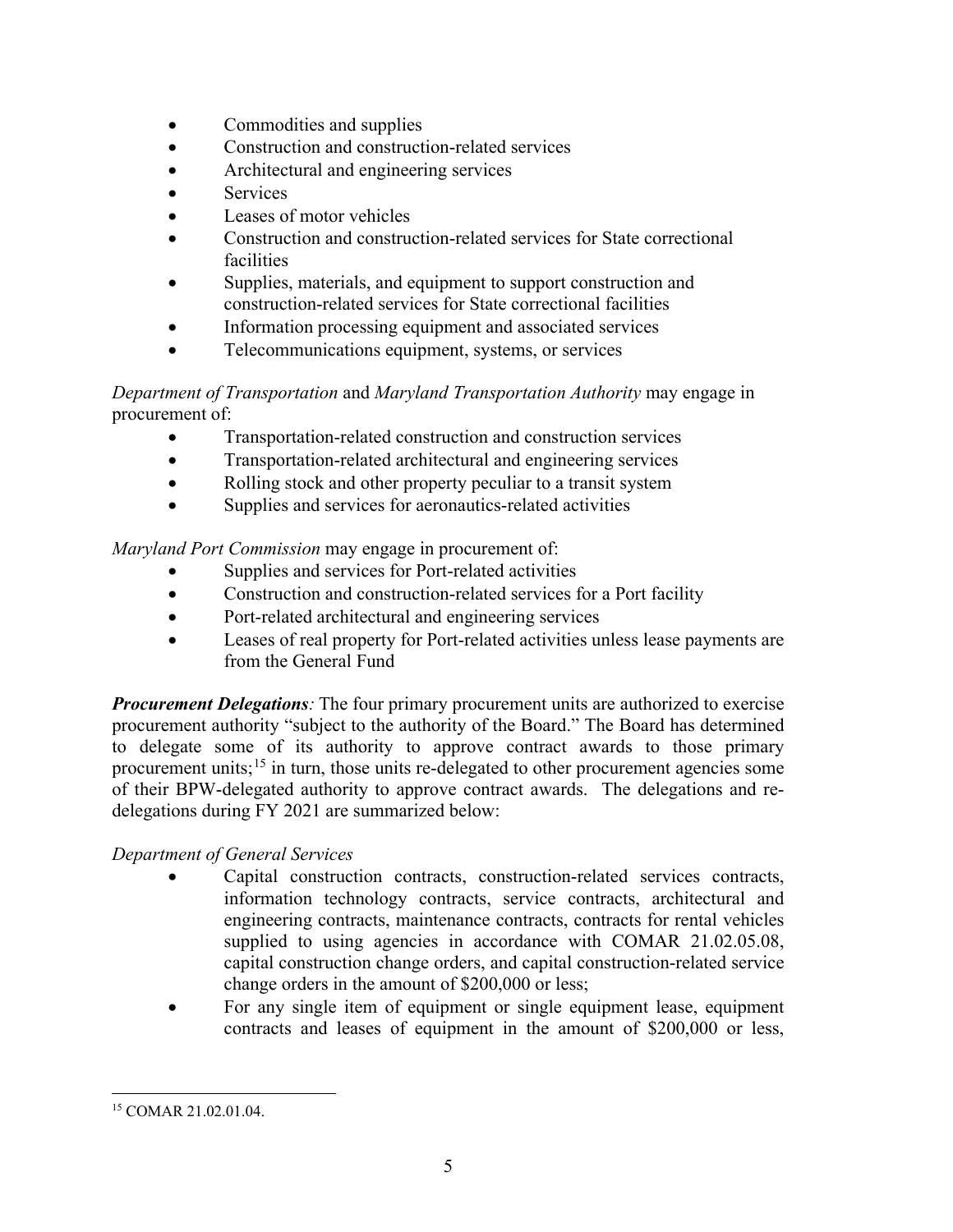- Commodities and supplies
- Construction and construction-related services
- Architectural and engineering services
- Services
- Leases of motor vehicles
- Construction and construction-related services for State correctional facilities
- Supplies, materials, and equipment to support construction and construction-related services for State correctional facilities
- Information processing equipment and associated services
- Telecommunications equipment, systems, or services

*Department of Transportation* and *Maryland Transportation Authority* may engage in procurement of:

- Transportation-related construction and construction services
- Transportation-related architectural and engineering services
- Rolling stock and other property peculiar to a transit system
- Supplies and services for aeronautics-related activities

*Maryland Port Commission* may engage in procurement of:

- Supplies and services for Port-related activities
- Construction and construction-related services for a Port facility
- Port-related architectural and engineering services
- Leases of real property for Port-related activities unless lease payments are from the General Fund

***Procurement Delegations****:* The four primary procurement units are authorized to exercise procurement authority "subject to the authority of the Board." The Board has determined to delegate some of its authority to approve contract awards to those primary procurement units;[15] in turn, those units re-delegated to other procurement agencies some of their BPW-delegated authority to approve contract awards. The delegations and re-delegations during FY 2021 are summarized below:

*Department of General Services*

- Capital construction contracts, construction-related services contracts, information technology contracts, service contracts, architectural and engineering contracts, maintenance contracts, contracts for rental vehicles supplied to using agencies in accordance with COMAR 21.02.05.08, capital construction change orders, and capital construction-related service change orders in the amount of $200,000 or less;
- For any single item of equipment or single equipment lease, equipment contracts and leases of equipment in the amount of $200,000 or less,

[15] COMAR 21.02.01.04.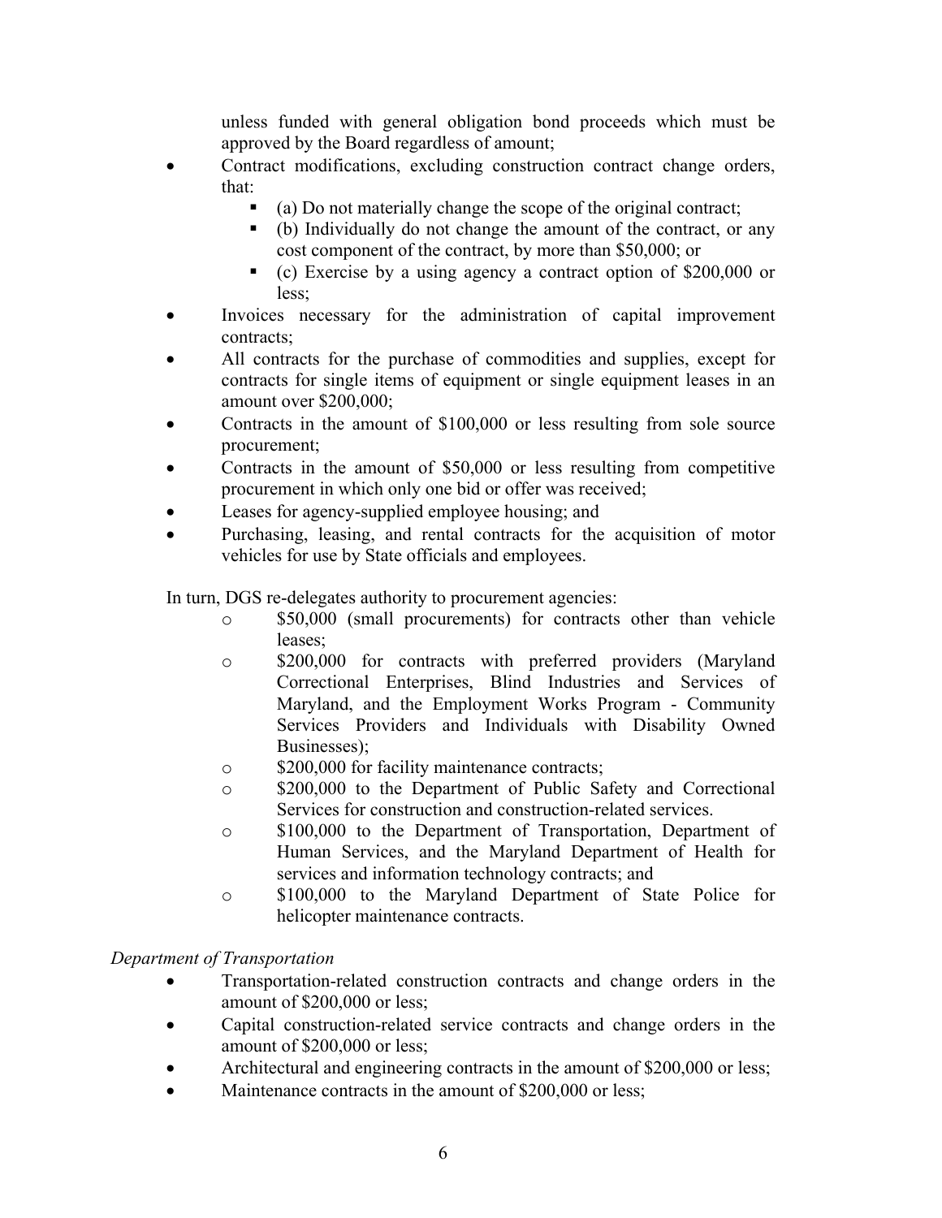unless funded with general obligation bond proceeds which must be approved by the Board regardless of amount;

- Contract modifications, excluding construction contract change orders, that:
  - (a) Do not materially change the scope of the original contract;
  - (b) Individually do not change the amount of the contract, or any cost component of the contract, by more than $50,000; or
  - (c) Exercise by a using agency a contract option of $200,000 or less;
- Invoices necessary for the administration of capital improvement contracts;
- All contracts for the purchase of commodities and supplies, except for contracts for single items of equipment or single equipment leases in an amount over $200,000;
- Contracts in the amount of $100,000 or less resulting from sole source procurement;
- Contracts in the amount of $50,000 or less resulting from competitive procurement in which only one bid or offer was received;
- Leases for agency-supplied employee housing; and
- Purchasing, leasing, and rental contracts for the acquisition of motor vehicles for use by State officials and employees.

In turn, DGS re-delegates authority to procurement agencies:

- $50,000 (small procurements) for contracts other than vehicle leases;
- $200,000 for contracts with preferred providers (Maryland Correctional Enterprises, Blind Industries and Services of Maryland, and the Employment Works Program - Community Services Providers and Individuals with Disability Owned Businesses);
- $200,000 for facility maintenance contracts;
- $200,000 to the Department of Public Safety and Correctional Services for construction and construction-related services.
- $100,000 to the Department of Transportation, Department of Human Services, and the Maryland Department of Health for services and information technology contracts; and
- $100,000 to the Maryland Department of State Police for helicopter maintenance contracts.

*Department of Transportation*

- Transportation-related construction contracts and change orders in the amount of $200,000 or less;
- Capital construction-related service contracts and change orders in the amount of $200,000 or less;
- Architectural and engineering contracts in the amount of $200,000 or less;
- Maintenance contracts in the amount of $200,000 or less;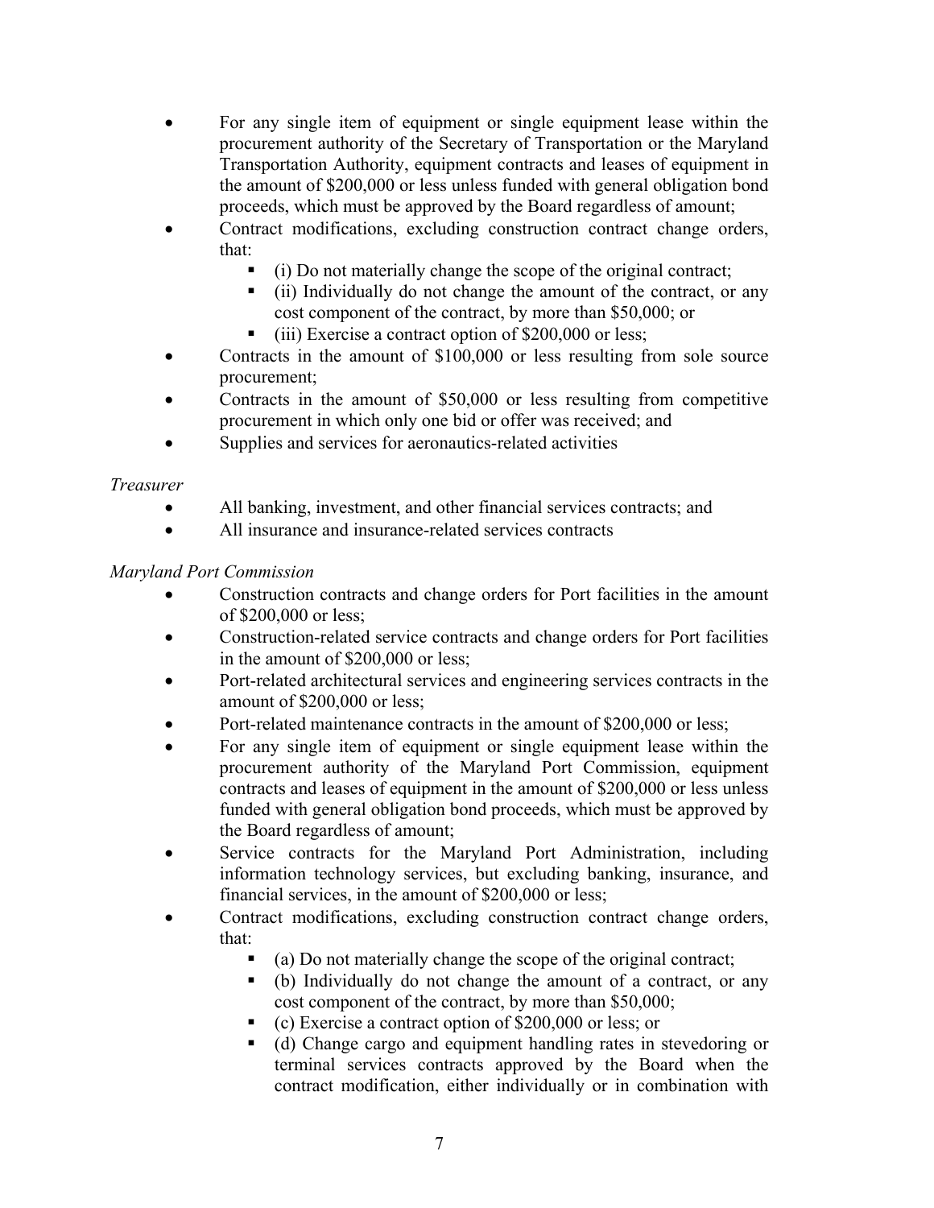- For any single item of equipment or single equipment lease within the procurement authority of the Secretary of Transportation or the Maryland Transportation Authority, equipment contracts and leases of equipment in the amount of $200,000 or less unless funded with general obligation bond proceeds, which must be approved by the Board regardless of amount;
- Contract modifications, excluding construction contract change orders, that:
  - (i) Do not materially change the scope of the original contract;
  - (ii) Individually do not change the amount of the contract, or any cost component of the contract, by more than $50,000; or
  - (iii) Exercise a contract option of $200,000 or less;
- Contracts in the amount of $100,000 or less resulting from sole source procurement;
- Contracts in the amount of $50,000 or less resulting from competitive procurement in which only one bid or offer was received; and
- Supplies and services for aeronautics-related activities

*Treasurer*

- All banking, investment, and other financial services contracts; and
- All insurance and insurance-related services contracts

*Maryland Port Commission*

- Construction contracts and change orders for Port facilities in the amount of $200,000 or less;
- Construction-related service contracts and change orders for Port facilities in the amount of $200,000 or less;
- Port-related architectural services and engineering services contracts in the amount of $200,000 or less;
- Port-related maintenance contracts in the amount of $200,000 or less;
- For any single item of equipment or single equipment lease within the procurement authority of the Maryland Port Commission, equipment contracts and leases of equipment in the amount of $200,000 or less unless funded with general obligation bond proceeds, which must be approved by the Board regardless of amount;
- Service contracts for the Maryland Port Administration, including information technology services, but excluding banking, insurance, and financial services, in the amount of $200,000 or less;
- Contract modifications, excluding construction contract change orders, that:
  - (a) Do not materially change the scope of the original contract;
  - (b) Individually do not change the amount of a contract, or any cost component of the contract, by more than $50,000;
  - (c) Exercise a contract option of $200,000 or less; or
  - (d) Change cargo and equipment handling rates in stevedoring or terminal services contracts approved by the Board when the contract modification, either individually or in combination with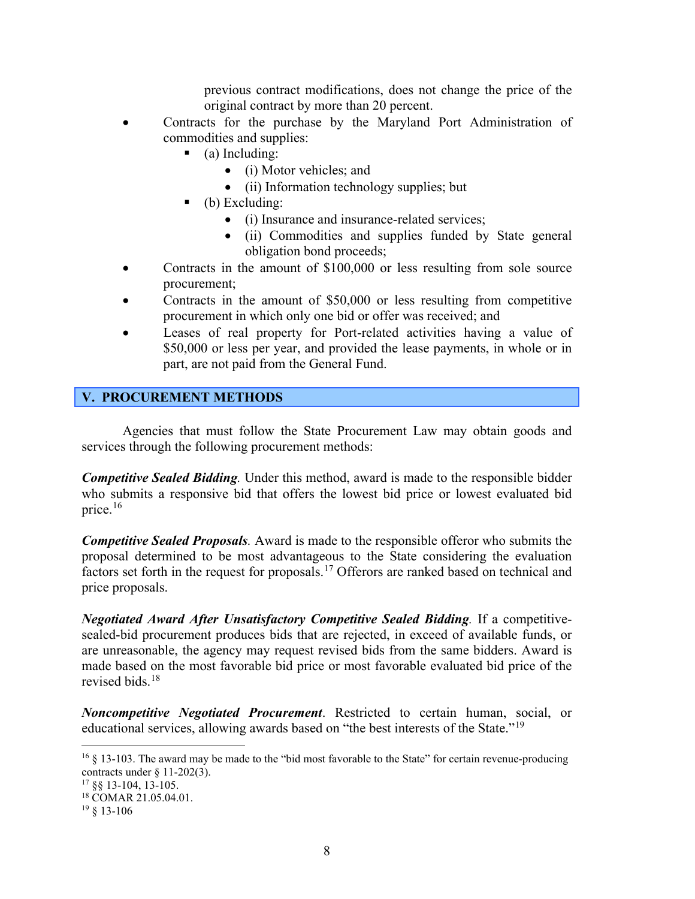previous contract modifications, does not change the price of the original contract by more than 20 percent.

- Contracts for the purchase by the Maryland Port Administration of commodities and supplies:
  - (a) Including:
    - (i) Motor vehicles; and
    - (ii) Information technology supplies; but
  - (b) Excluding:
    - (i) Insurance and insurance-related services;
    - (ii) Commodities and supplies funded by State general obligation bond proceeds;
- Contracts in the amount of $100,000 or less resulting from sole source procurement;
- Contracts in the amount of $50,000 or less resulting from competitive procurement in which only one bid or offer was received; and
- Leases of real property for Port-related activities having a value of $50,000 or less per year, and provided the lease payments, in whole or in part, are not paid from the General Fund.

## V. PROCUREMENT METHODS

Agencies that must follow the State Procurement Law may obtain goods and services through the following procurement methods:

***Competitive Sealed Bidding***. Under this method, award is made to the responsible bidder who submits a responsive bid that offers the lowest bid price or lowest evaluated bid price.[16]

***Competitive Sealed Proposals***. Award is made to the responsible offeror who submits the proposal determined to be most advantageous to the State considering the evaluation factors set forth in the request for proposals.[17] Offerors are ranked based on technical and price proposals.

***Negotiated Award After Unsatisfactory Competitive Sealed Bidding***. If a competitive-sealed-bid procurement produces bids that are rejected, in exceed of available funds, or are unreasonable, the agency may request revised bids from the same bidders. Award is made based on the most favorable bid price or most favorable evaluated bid price of the revised bids.[18]

***Noncompetitive Negotiated Procurement***. Restricted to certain human, social, or educational services, allowing awards based on "the best interests of the State."[19]

---

[16] § 13-103. The award may be made to the "bid most favorable to the State" for certain revenue-producing contracts under § 11-202(3).

[17] §§ 13-104, 13-105.

[18] COMAR 21.05.04.01.

[19] § 13-106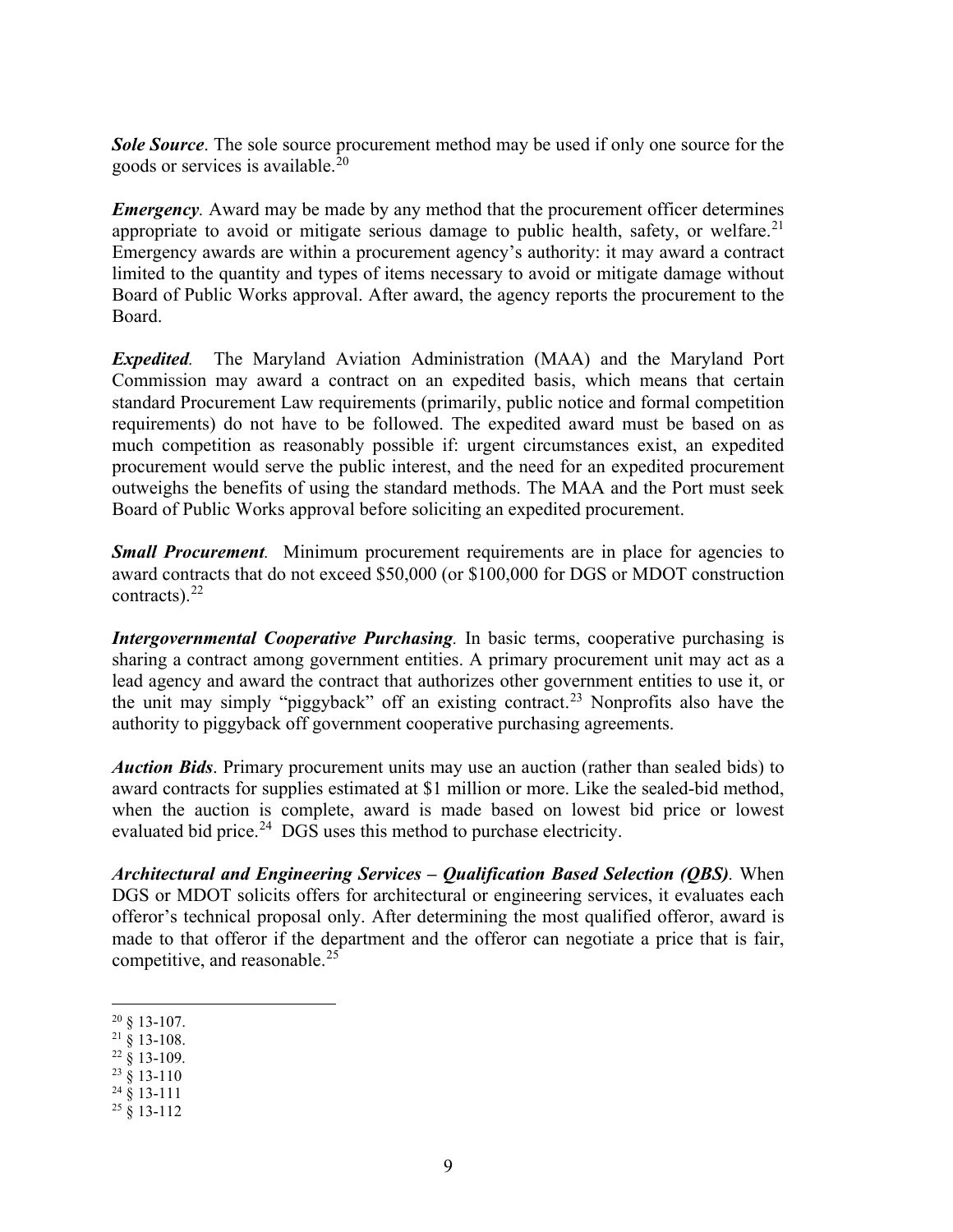***Sole Source***. The sole source procurement method may be used if only one source for the goods or services is available.[20]

***Emergency***. Award may be made by any method that the procurement officer determines appropriate to avoid or mitigate serious damage to public health, safety, or welfare.[21] Emergency awards are within a procurement agency's authority: it may award a contract limited to the quantity and types of items necessary to avoid or mitigate damage without Board of Public Works approval. After award, the agency reports the procurement to the Board.

***Expedited***. The Maryland Aviation Administration (MAA) and the Maryland Port Commission may award a contract on an expedited basis, which means that certain standard Procurement Law requirements (primarily, public notice and formal competition requirements) do not have to be followed. The expedited award must be based on as much competition as reasonably possible if: urgent circumstances exist, an expedited procurement would serve the public interest, and the need for an expedited procurement outweighs the benefits of using the standard methods. The MAA and the Port must seek Board of Public Works approval before soliciting an expedited procurement.

***Small Procurement***. Minimum procurement requirements are in place for agencies to award contracts that do not exceed $50,000 (or $100,000 for DGS or MDOT construction contracts).[22]

***Intergovernmental Cooperative Purchasing***. In basic terms, cooperative purchasing is sharing a contract among government entities. A primary procurement unit may act as a lead agency and award the contract that authorizes other government entities to use it, or the unit may simply "piggyback" off an existing contract.[23] Nonprofits also have the authority to piggyback off government cooperative purchasing agreements.

***Auction Bids***. Primary procurement units may use an auction (rather than sealed bids) to award contracts for supplies estimated at $1 million or more. Like the sealed-bid method, when the auction is complete, award is made based on lowest bid price or lowest evaluated bid price.[24] DGS uses this method to purchase electricity.

***Architectural and Engineering Services – Qualification Based Selection (QBS)***. When DGS or MDOT solicits offers for architectural or engineering services, it evaluates each offeror's technical proposal only. After determining the most qualified offeror, award is made to that offeror if the department and the offeror can negotiate a price that is fair, competitive, and reasonable.[25]

---

[20] § 13-107.
[21] § 13-108.
[22] § 13-109.
[23] § 13-110
[24] § 13-111
[25] § 13-112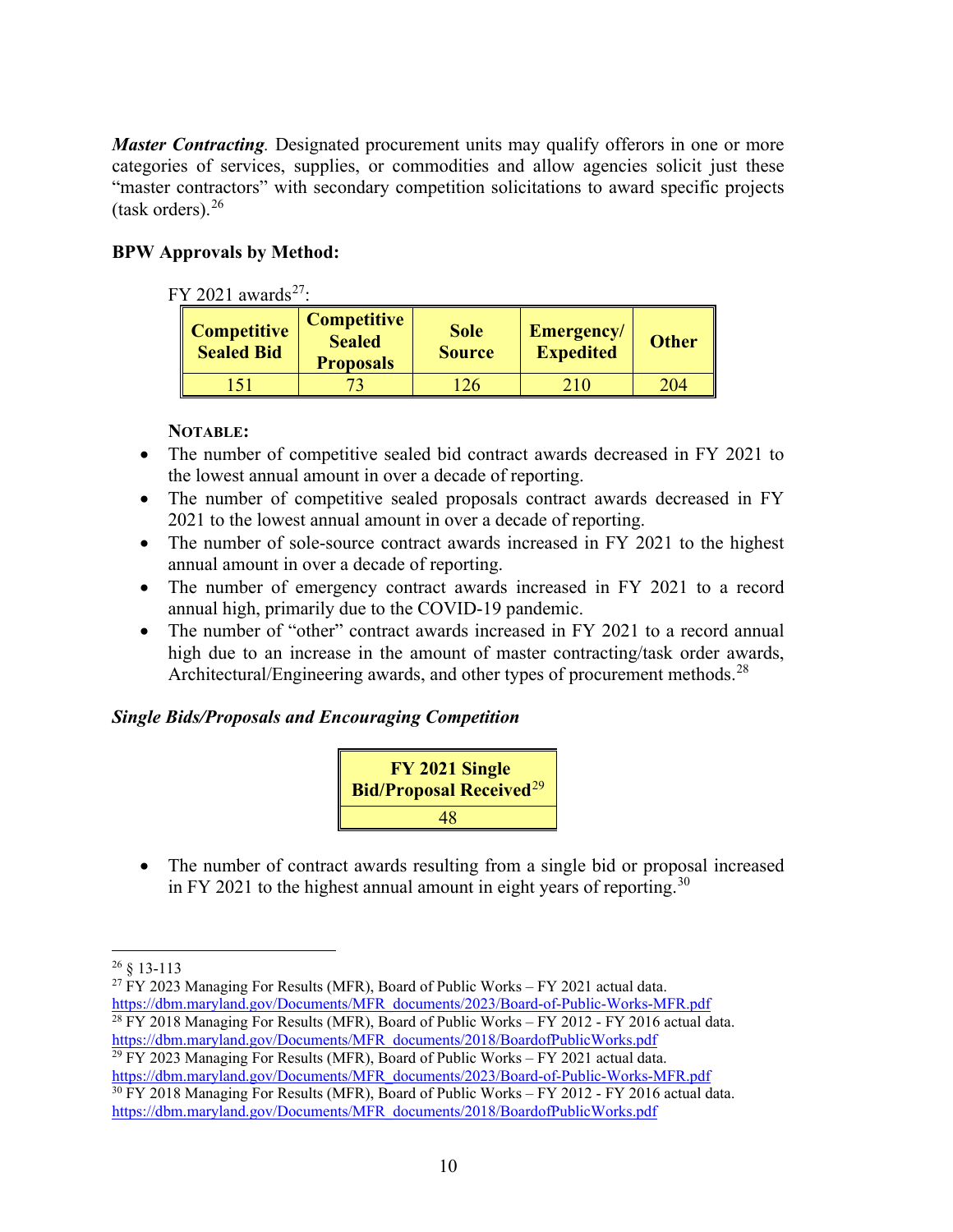***Master Contracting*.** Designated procurement units may qualify offerors in one or more categories of services, supplies, or commodities and allow agencies solicit just these "master contractors" with secondary competition solicitations to award specific projects (task orders).[26]

**BPW Approvals by Method:**

FY 2021 awards[27]:

| Competitive Sealed Bid | Competitive Sealed Proposals | Sole Source | Emergency/ Expedited | Other |
|---|---|---|---|---|
| 151 | 73 | 126 | 210 | 204 |

**NOTABLE:**

- The number of competitive sealed bid contract awards decreased in FY 2021 to the lowest annual amount in over a decade of reporting.
- The number of competitive sealed proposals contract awards decreased in FY 2021 to the lowest annual amount in over a decade of reporting.
- The number of sole-source contract awards increased in FY 2021 to the highest annual amount in over a decade of reporting.
- The number of emergency contract awards increased in FY 2021 to a record annual high, primarily due to the COVID-19 pandemic.
- The number of "other" contract awards increased in FY 2021 to a record annual high due to an increase in the amount of master contracting/task order awards, Architectural/Engineering awards, and other types of procurement methods.[28]

***Single Bids/Proposals and Encouraging Competition***

| FY 2021 Single Bid/Proposal Received[29] |
|---|
| 48 |

- The number of contract awards resulting from a single bid or proposal increased in FY 2021 to the highest annual amount in eight years of reporting.[30]

---

[26] § 13-113

[27] FY 2023 Managing For Results (MFR), Board of Public Works – FY 2021 actual data. https://dbm.maryland.gov/Documents/MFR_documents/2023/Board-of-Public-Works-MFR.pdf

[28] FY 2018 Managing For Results (MFR), Board of Public Works – FY 2012 - FY 2016 actual data. https://dbm.maryland.gov/Documents/MFR_documents/2018/BoardofPublicWorks.pdf

[29] FY 2023 Managing For Results (MFR), Board of Public Works – FY 2021 actual data. https://dbm.maryland.gov/Documents/MFR_documents/2023/Board-of-Public-Works-MFR.pdf

[30] FY 2018 Managing For Results (MFR), Board of Public Works – FY 2012 - FY 2016 actual data. https://dbm.maryland.gov/Documents/MFR_documents/2018/BoardofPublicWorks.pdf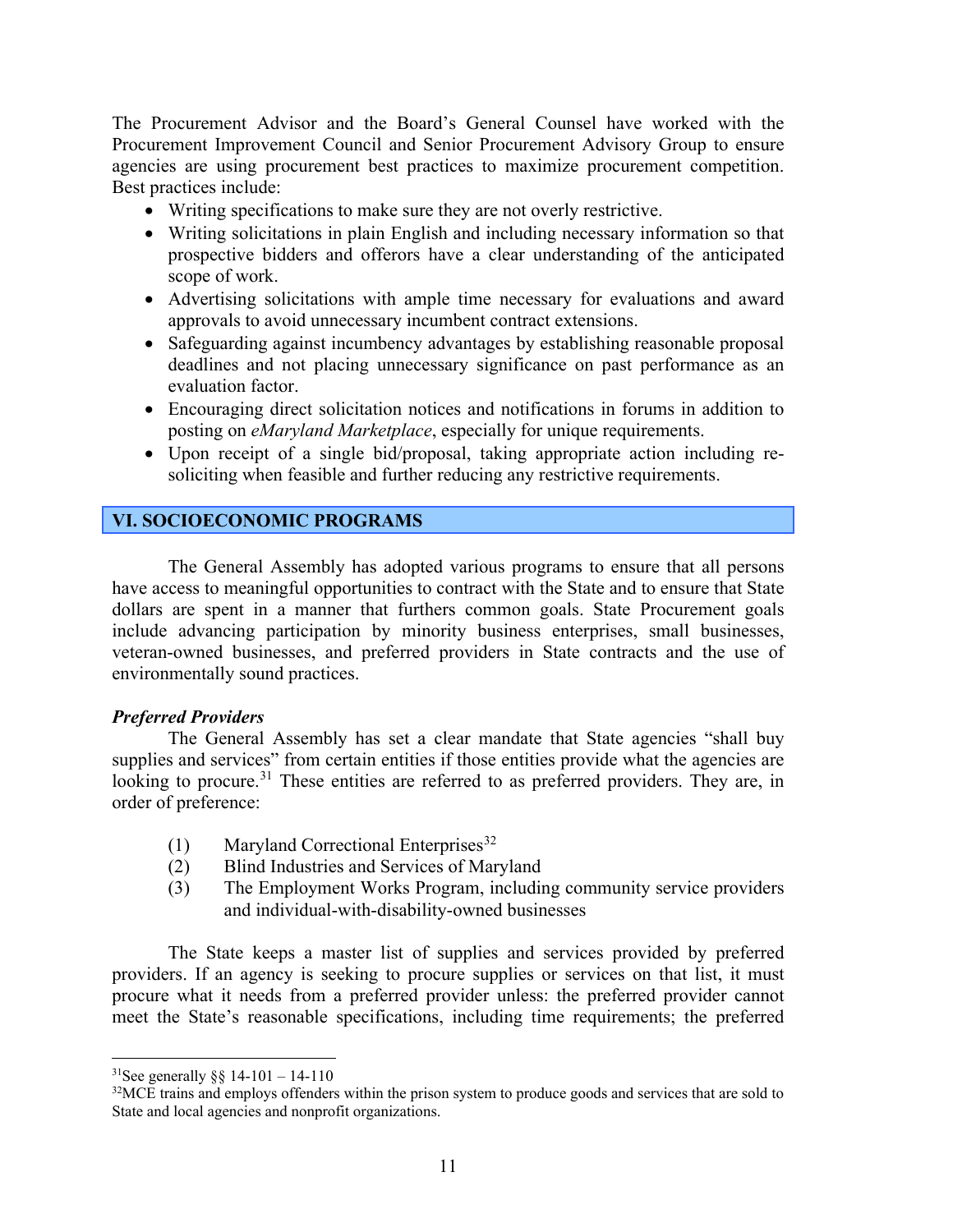The Procurement Advisor and the Board's General Counsel have worked with the Procurement Improvement Council and Senior Procurement Advisory Group to ensure agencies are using procurement best practices to maximize procurement competition. Best practices include:

- Writing specifications to make sure they are not overly restrictive.
- Writing solicitations in plain English and including necessary information so that prospective bidders and offerors have a clear understanding of the anticipated scope of work.
- Advertising solicitations with ample time necessary for evaluations and award approvals to avoid unnecessary incumbent contract extensions.
- Safeguarding against incumbency advantages by establishing reasonable proposal deadlines and not placing unnecessary significance on past performance as an evaluation factor.
- Encouraging direct solicitation notices and notifications in forums in addition to posting on *eMaryland Marketplace*, especially for unique requirements.
- Upon receipt of a single bid/proposal, taking appropriate action including re-soliciting when feasible and further reducing any restrictive requirements.

## VI. SOCIOECONOMIC PROGRAMS

The General Assembly has adopted various programs to ensure that all persons have access to meaningful opportunities to contract with the State and to ensure that State dollars are spent in a manner that furthers common goals. State Procurement goals include advancing participation by minority business enterprises, small businesses, veteran-owned businesses, and preferred providers in State contracts and the use of environmentally sound practices.

***Preferred Providers***

The General Assembly has set a clear mandate that State agencies "shall buy supplies and services" from certain entities if those entities provide what the agencies are looking to procure.[31] These entities are referred to as preferred providers. They are, in order of preference:

(1) Maryland Correctional Enterprises[32]
(2) Blind Industries and Services of Maryland
(3) The Employment Works Program, including community service providers and individual-with-disability-owned businesses

The State keeps a master list of supplies and services provided by preferred providers. If an agency is seeking to procure supplies or services on that list, it must procure what it needs from a preferred provider unless: the preferred provider cannot meet the State's reasonable specifications, including time requirements; the preferred

---

[31] See generally §§ 14-101 – 14-110

[32] MCE trains and employs offenders within the prison system to produce goods and services that are sold to State and local agencies and nonprofit organizations.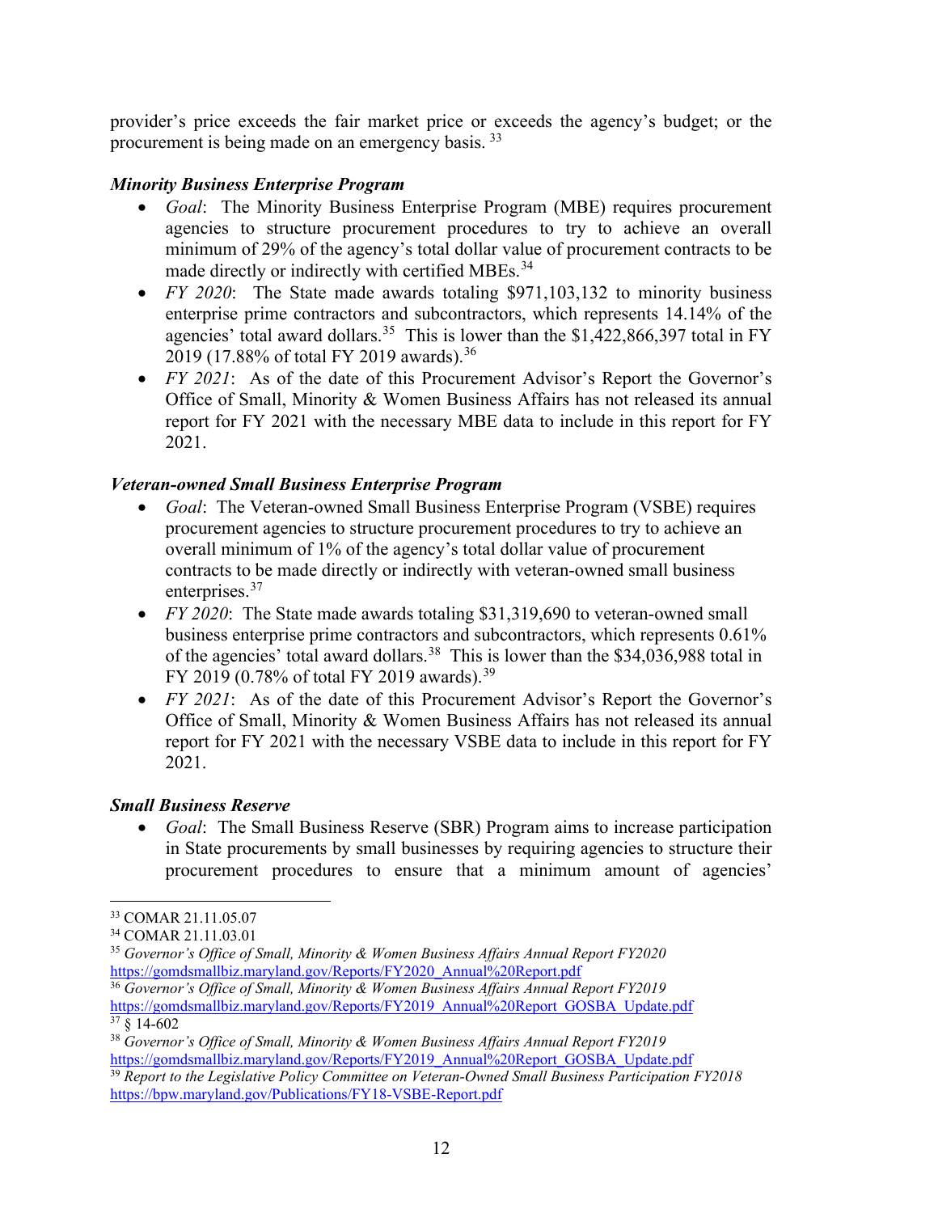provider's price exceeds the fair market price or exceeds the agency's budget; or the procurement is being made on an emergency basis. [33]

***Minority Business Enterprise Program***

- *Goal*: The Minority Business Enterprise Program (MBE) requires procurement agencies to structure procurement procedures to try to achieve an overall minimum of 29% of the agency's total dollar value of procurement contracts to be made directly or indirectly with certified MBEs.[34]
- *FY 2020*: The State made awards totaling $971,103,132 to minority business enterprise prime contractors and subcontractors, which represents 14.14% of the agencies' total award dollars.[35] This is lower than the $1,422,866,397 total in FY 2019 (17.88% of total FY 2019 awards).[36]
- *FY 2021*: As of the date of this Procurement Advisor's Report the Governor's Office of Small, Minority & Women Business Affairs has not released its annual report for FY 2021 with the necessary MBE data to include in this report for FY 2021.

***Veteran-owned Small Business Enterprise Program***

- *Goal*: The Veteran-owned Small Business Enterprise Program (VSBE) requires procurement agencies to structure procurement procedures to try to achieve an overall minimum of 1% of the agency's total dollar value of procurement contracts to be made directly or indirectly with veteran-owned small business enterprises.[37]
- *FY 2020*: The State made awards totaling $31,319,690 to veteran-owned small business enterprise prime contractors and subcontractors, which represents 0.61% of the agencies' total award dollars.[38] This is lower than the $34,036,988 total in FY 2019 (0.78% of total FY 2019 awards).[39]
- *FY 2021*: As of the date of this Procurement Advisor's Report the Governor's Office of Small, Minority & Women Business Affairs has not released its annual report for FY 2021 with the necessary VSBE data to include in this report for FY 2021.

***Small Business Reserve***

- *Goal*: The Small Business Reserve (SBR) Program aims to increase participation in State procurements by small businesses by requiring agencies to structure their procurement procedures to ensure that a minimum amount of agencies'

---

[33] COMAR 21.11.05.07

[34] COMAR 21.11.03.01

[35] *Governor's Office of Small, Minority & Women Business Affairs Annual Report FY2020* https://gomdsmallbiz.maryland.gov/Reports/FY2020_Annual%20Report.pdf

[36] *Governor's Office of Small, Minority & Women Business Affairs Annual Report FY2019* https://gomdsmallbiz.maryland.gov/Reports/FY2019_Annual%20Report_GOSBA_Update.pdf

[37] § 14-602

[38] *Governor's Office of Small, Minority & Women Business Affairs Annual Report FY2019* https://gomdsmallbiz.maryland.gov/Reports/FY2019_Annual%20Report_GOSBA_Update.pdf

[39] *Report to the Legislative Policy Committee on Veteran-Owned Small Business Participation FY2018* https://bpw.maryland.gov/Publications/FY18-VSBE-Report.pdf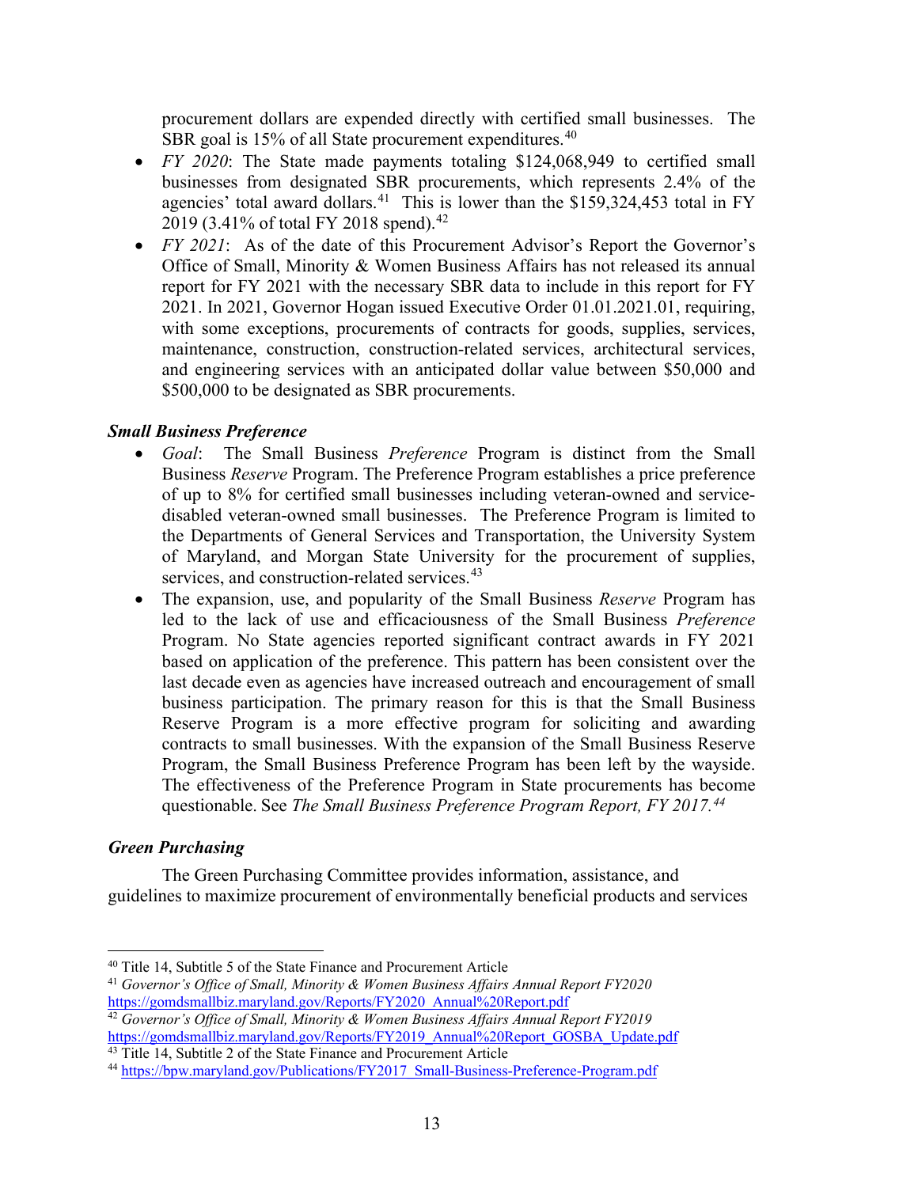procurement dollars are expended directly with certified small businesses. The SBR goal is 15% of all State procurement expenditures.[40]

- *FY 2020*: The State made payments totaling $124,068,949 to certified small businesses from designated SBR procurements, which represents 2.4% of the agencies' total award dollars.[41] This is lower than the $159,324,453 total in FY 2019 (3.41% of total FY 2018 spend).[42]
- *FY 2021*: As of the date of this Procurement Advisor's Report the Governor's Office of Small, Minority & Women Business Affairs has not released its annual report for FY 2021 with the necessary SBR data to include in this report for FY 2021. In 2021, Governor Hogan issued Executive Order 01.01.2021.01, requiring, with some exceptions, procurements of contracts for goods, supplies, services, maintenance, construction, construction-related services, architectural services, and engineering services with an anticipated dollar value between $50,000 and $500,000 to be designated as SBR procurements.

***Small Business Preference***

- *Goal*: The Small Business *Preference* Program is distinct from the Small Business *Reserve* Program. The Preference Program establishes a price preference of up to 8% for certified small businesses including veteran-owned and service-disabled veteran-owned small businesses. The Preference Program is limited to the Departments of General Services and Transportation, the University System of Maryland, and Morgan State University for the procurement of supplies, services, and construction-related services.[43]
- The expansion, use, and popularity of the Small Business *Reserve* Program has led to the lack of use and efficaciousness of the Small Business *Preference* Program. No State agencies reported significant contract awards in FY 2021 based on application of the preference. This pattern has been consistent over the last decade even as agencies have increased outreach and encouragement of small business participation. The primary reason for this is that the Small Business Reserve Program is a more effective program for soliciting and awarding contracts to small businesses. With the expansion of the Small Business Reserve Program, the Small Business Preference Program has been left by the wayside. The effectiveness of the Preference Program in State procurements has become questionable. See *The Small Business Preference Program Report, FY 2017.*[44]

***Green Purchasing***

The Green Purchasing Committee provides information, assistance, and guidelines to maximize procurement of environmentally beneficial products and services

---

[40] Title 14, Subtitle 5 of the State Finance and Procurement Article

[41] *Governor's Office of Small, Minority & Women Business Affairs Annual Report FY2020* https://gomdsmallbiz.maryland.gov/Reports/FY2020_Annual%20Report.pdf

[42] *Governor's Office of Small, Minority & Women Business Affairs Annual Report FY2019* https://gomdsmallbiz.maryland.gov/Reports/FY2019_Annual%20Report_GOSBA_Update.pdf

[43] Title 14, Subtitle 2 of the State Finance and Procurement Article

[44] https://bpw.maryland.gov/Publications/FY2017_Small-Business-Preference-Program.pdf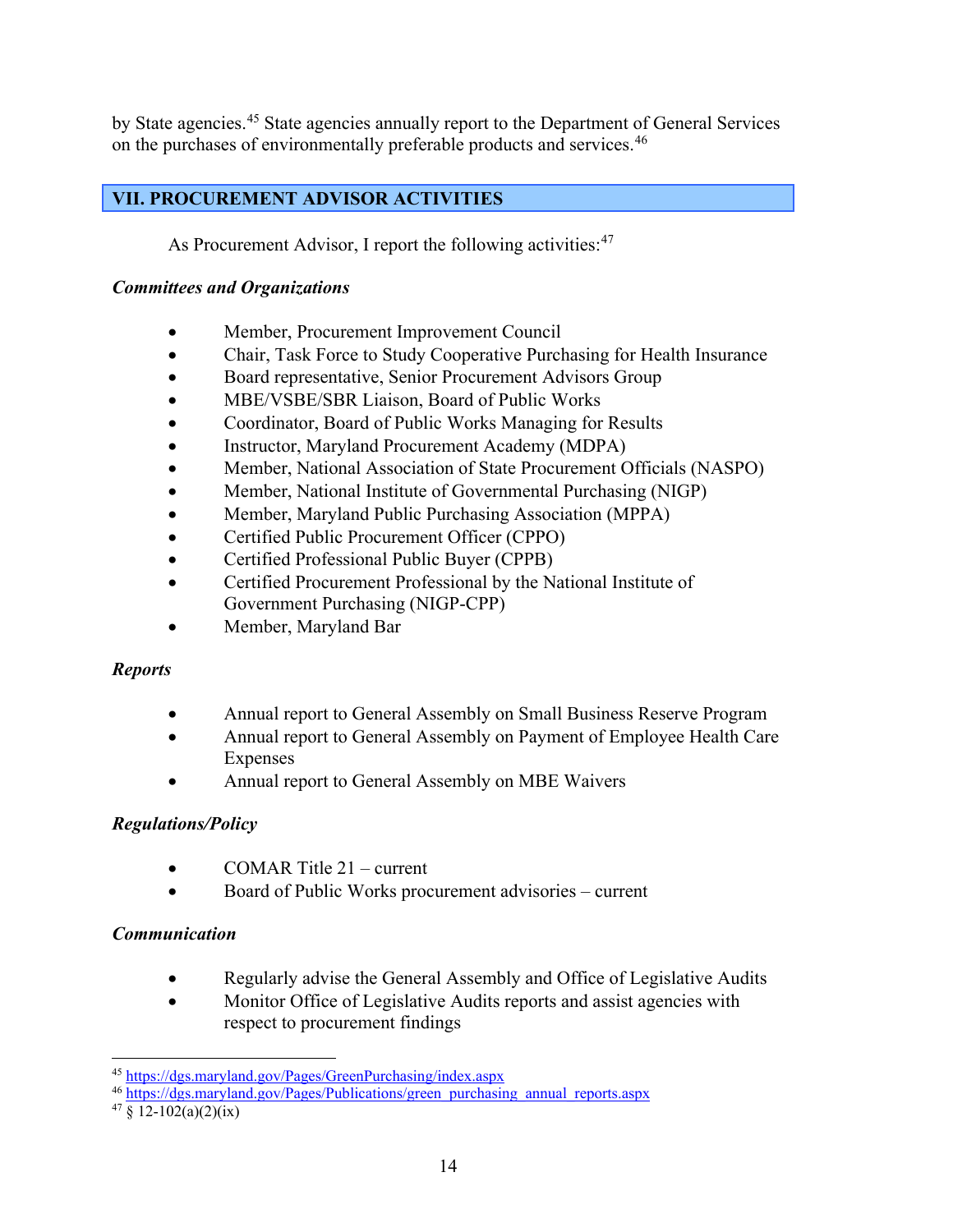by State agencies.[45] State agencies annually report to the Department of General Services on the purchases of environmentally preferable products and services.[46]

## VII. PROCUREMENT ADVISOR ACTIVITIES

As Procurement Advisor, I report the following activities:[47]

### *Committees and Organizations*

- Member, Procurement Improvement Council
- Chair, Task Force to Study Cooperative Purchasing for Health Insurance
- Board representative, Senior Procurement Advisors Group
- MBE/VSBE/SBR Liaison, Board of Public Works
- Coordinator, Board of Public Works Managing for Results
- Instructor, Maryland Procurement Academy (MDPA)
- Member, National Association of State Procurement Officials (NASPO)
- Member, National Institute of Governmental Purchasing (NIGP)
- Member, Maryland Public Purchasing Association (MPPA)
- Certified Public Procurement Officer (CPPO)
- Certified Professional Public Buyer (CPPB)
- Certified Procurement Professional by the National Institute of Government Purchasing (NIGP-CPP)
- Member, Maryland Bar

### *Reports*

- Annual report to General Assembly on Small Business Reserve Program
- Annual report to General Assembly on Payment of Employee Health Care Expenses
- Annual report to General Assembly on MBE Waivers

### *Regulations/Policy*

- COMAR Title 21 – current
- Board of Public Works procurement advisories – current

### *Communication*

- Regularly advise the General Assembly and Office of Legislative Audits
- Monitor Office of Legislative Audits reports and assist agencies with respect to procurement findings

---

[45] https://dgs.maryland.gov/Pages/GreenPurchasing/index.aspx

[46] https://dgs.maryland.gov/Pages/Publications/green_purchasing_annual_reports.aspx

[47] § 12-102(a)(2)(ix)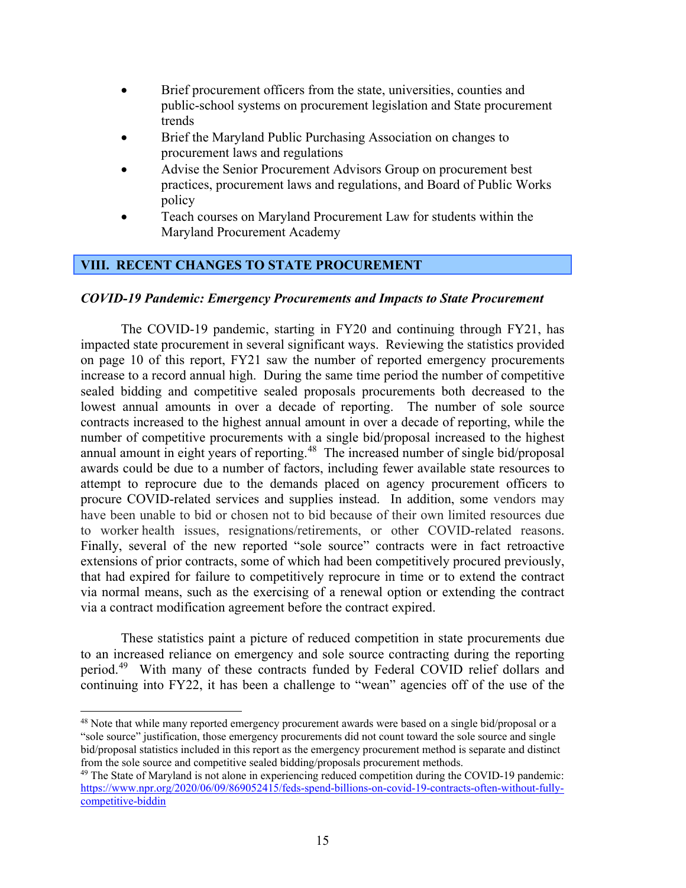- Brief procurement officers from the state, universities, counties and public-school systems on procurement legislation and State procurement trends
- Brief the Maryland Public Purchasing Association on changes to procurement laws and regulations
- Advise the Senior Procurement Advisors Group on procurement best practices, procurement laws and regulations, and Board of Public Works policy
- Teach courses on Maryland Procurement Law for students within the Maryland Procurement Academy

## VIII. RECENT CHANGES TO STATE PROCUREMENT

***COVID-19 Pandemic: Emergency Procurements and Impacts to State Procurement***

The COVID-19 pandemic, starting in FY20 and continuing through FY21, has impacted state procurement in several significant ways. Reviewing the statistics provided on page 10 of this report, FY21 saw the number of reported emergency procurements increase to a record annual high. During the same time period the number of competitive sealed bidding and competitive sealed proposals procurements both decreased to the lowest annual amounts in over a decade of reporting. The number of sole source contracts increased to the highest annual amount in over a decade of reporting, while the number of competitive procurements with a single bid/proposal increased to the highest annual amount in eight years of reporting.[48] The increased number of single bid/proposal awards could be due to a number of factors, including fewer available state resources to attempt to reprocure due to the demands placed on agency procurement officers to procure COVID-related services and supplies instead. In addition, some vendors may have been unable to bid or chosen not to bid because of their own limited resources due to worker health issues, resignations/retirements, or other COVID-related reasons. Finally, several of the new reported "sole source" contracts were in fact retroactive extensions of prior contracts, some of which had been competitively procured previously, that had expired for failure to competitively reprocure in time or to extend the contract via normal means, such as the exercising of a renewal option or extending the contract via a contract modification agreement before the contract expired.

These statistics paint a picture of reduced competition in state procurements due to an increased reliance on emergency and sole source contracting during the reporting period.[49] With many of these contracts funded by Federal COVID relief dollars and continuing into FY22, it has been a challenge to "wean" agencies off of the use of the

---

[48] Note that while many reported emergency procurement awards were based on a single bid/proposal or a "sole source" justification, those emergency procurements did not count toward the sole source and single bid/proposal statistics included in this report as the emergency procurement method is separate and distinct from the sole source and competitive sealed bidding/proposals procurement methods.

[49] The State of Maryland is not alone in experiencing reduced competition during the COVID-19 pandemic: https://www.npr.org/2020/06/09/869052415/feds-spend-billions-on-covid-19-contracts-often-without-fully-competitive-biddin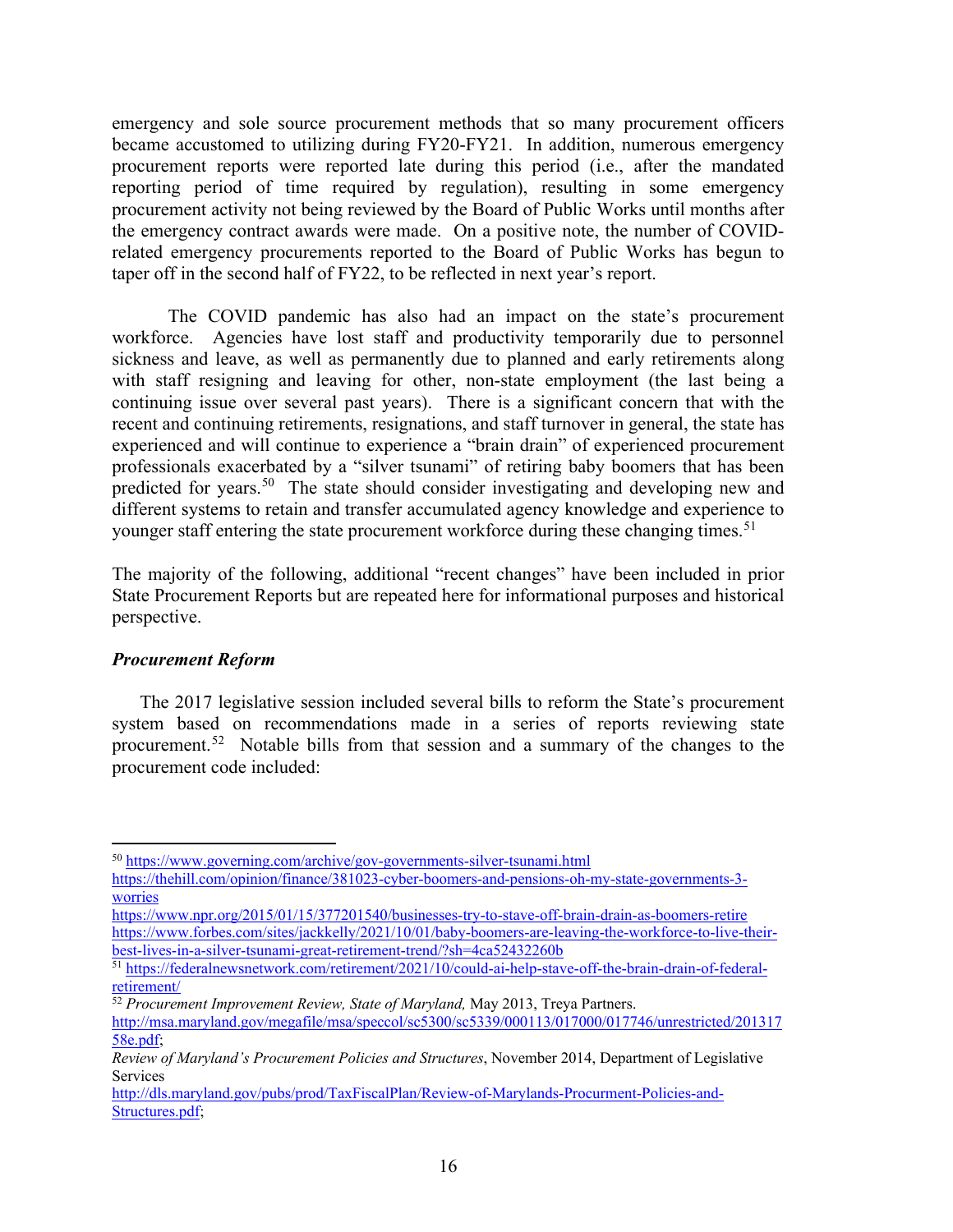emergency and sole source procurement methods that so many procurement officers became accustomed to utilizing during FY20-FY21. In addition, numerous emergency procurement reports were reported late during this period (i.e., after the mandated reporting period of time required by regulation), resulting in some emergency procurement activity not being reviewed by the Board of Public Works until months after the emergency contract awards were made. On a positive note, the number of COVID-related emergency procurements reported to the Board of Public Works has begun to taper off in the second half of FY22, to be reflected in next year's report.

The COVID pandemic has also had an impact on the state's procurement workforce. Agencies have lost staff and productivity temporarily due to personnel sickness and leave, as well as permanently due to planned and early retirements along with staff resigning and leaving for other, non-state employment (the last being a continuing issue over several past years). There is a significant concern that with the recent and continuing retirements, resignations, and staff turnover in general, the state has experienced and will continue to experience a "brain drain" of experienced procurement professionals exacerbated by a "silver tsunami" of retiring baby boomers that has been predicted for years.[50] The state should consider investigating and developing new and different systems to retain and transfer accumulated agency knowledge and experience to younger staff entering the state procurement workforce during these changing times.[51]

The majority of the following, additional "recent changes" have been included in prior State Procurement Reports but are repeated here for informational purposes and historical perspective.

***Procurement Reform***

The 2017 legislative session included several bills to reform the State's procurement system based on recommendations made in a series of reports reviewing state procurement.[52] Notable bills from that session and a summary of the changes to the procurement code included:

---

[50] https://www.governing.com/archive/gov-governments-silver-tsunami.html
https://thehill.com/opinion/finance/381023-cyber-boomers-and-pensions-oh-my-state-governments-3-worries
https://www.npr.org/2015/01/15/377201540/businesses-try-to-stave-off-brain-drain-as-boomers-retire
https://www.forbes.com/sites/jackkelly/2021/10/01/baby-boomers-are-leaving-the-workforce-to-live-their-best-lives-in-a-silver-tsunami-great-retirement-trend/?sh=4ca52432260b

[51] https://federalnewsnetwork.com/retirement/2021/10/could-ai-help-stave-off-the-brain-drain-of-federal-retirement/

[52] *Procurement Improvement Review, State of Maryland,* May 2013, Treya Partners.
http://msa.maryland.gov/megafile/msa/speccol/sc5300/sc5339/000113/017000/017746/unrestricted/20131758e.pdf;
*Review of Maryland's Procurement Policies and Structures*, November 2014, Department of Legislative Services
http://dls.maryland.gov/pubs/prod/TaxFiscalPlan/Review-of-Marylands-Procurment-Policies-and-Structures.pdf;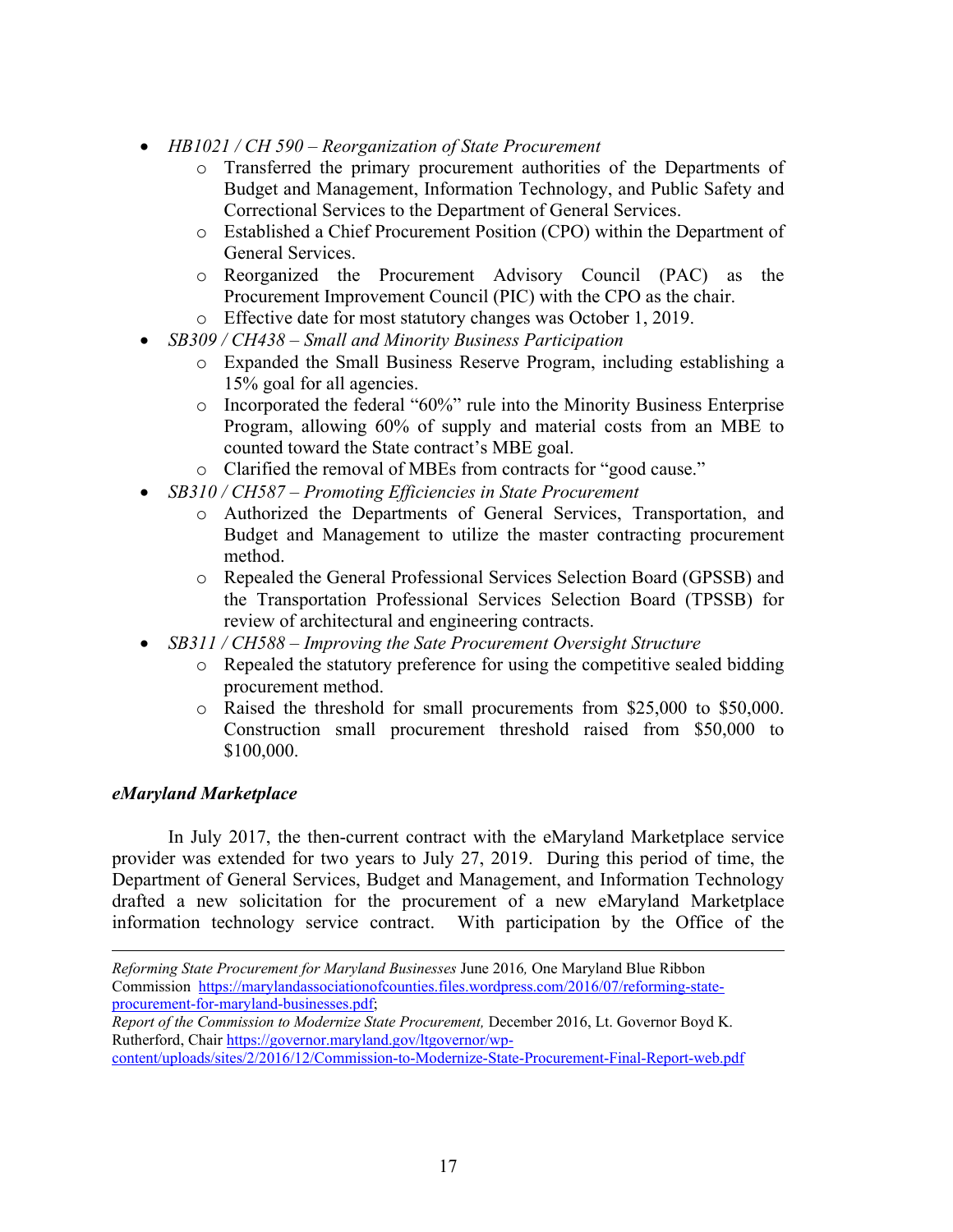- *HB1021 / CH 590 – Reorganization of State Procurement*
    - Transferred the primary procurement authorities of the Departments of Budget and Management, Information Technology, and Public Safety and Correctional Services to the Department of General Services.
    - Established a Chief Procurement Position (CPO) within the Department of General Services.
    - Reorganized the Procurement Advisory Council (PAC) as the Procurement Improvement Council (PIC) with the CPO as the chair.
    - Effective date for most statutory changes was October 1, 2019.
- *SB309 / CH438 – Small and Minority Business Participation*
    - Expanded the Small Business Reserve Program, including establishing a 15% goal for all agencies.
    - Incorporated the federal "60%" rule into the Minority Business Enterprise Program, allowing 60% of supply and material costs from an MBE to counted toward the State contract's MBE goal.
    - Clarified the removal of MBEs from contracts for "good cause."
- *SB310 / CH587 – Promoting Efficiencies in State Procurement*
    - Authorized the Departments of General Services, Transportation, and Budget and Management to utilize the master contracting procurement method.
    - Repealed the General Professional Services Selection Board (GPSSB) and the Transportation Professional Services Selection Board (TPSSB) for review of architectural and engineering contracts.
- *SB311 / CH588 – Improving the Sate Procurement Oversight Structure*
    - Repealed the statutory preference for using the competitive sealed bidding procurement method.
    - Raised the threshold for small procurements from $25,000 to $50,000. Construction small procurement threshold raised from $50,000 to $100,000.

***eMaryland Marketplace***

In July 2017, the then-current contract with the eMaryland Marketplace service provider was extended for two years to July 27, 2019. During this period of time, the Department of General Services, Budget and Management, and Information Technology drafted a new solicitation for the procurement of a new eMaryland Marketplace information technology service contract. With participation by the Office of the

---

*Reforming State Procurement for Maryland Businesses* June 2016*,* One Maryland Blue Ribbon Commission https://marylandassociationofcounties.files.wordpress.com/2016/07/reforming-state-procurement-for-maryland-businesses.pdf;
*Report of the Commission to Modernize State Procurement,* December 2016, Lt. Governor Boyd K. Rutherford, Chair https://governor.maryland.gov/ltgovernor/wp-content/uploads/sites/2/2016/12/Commission-to-Modernize-State-Procurement-Final-Report-web.pdf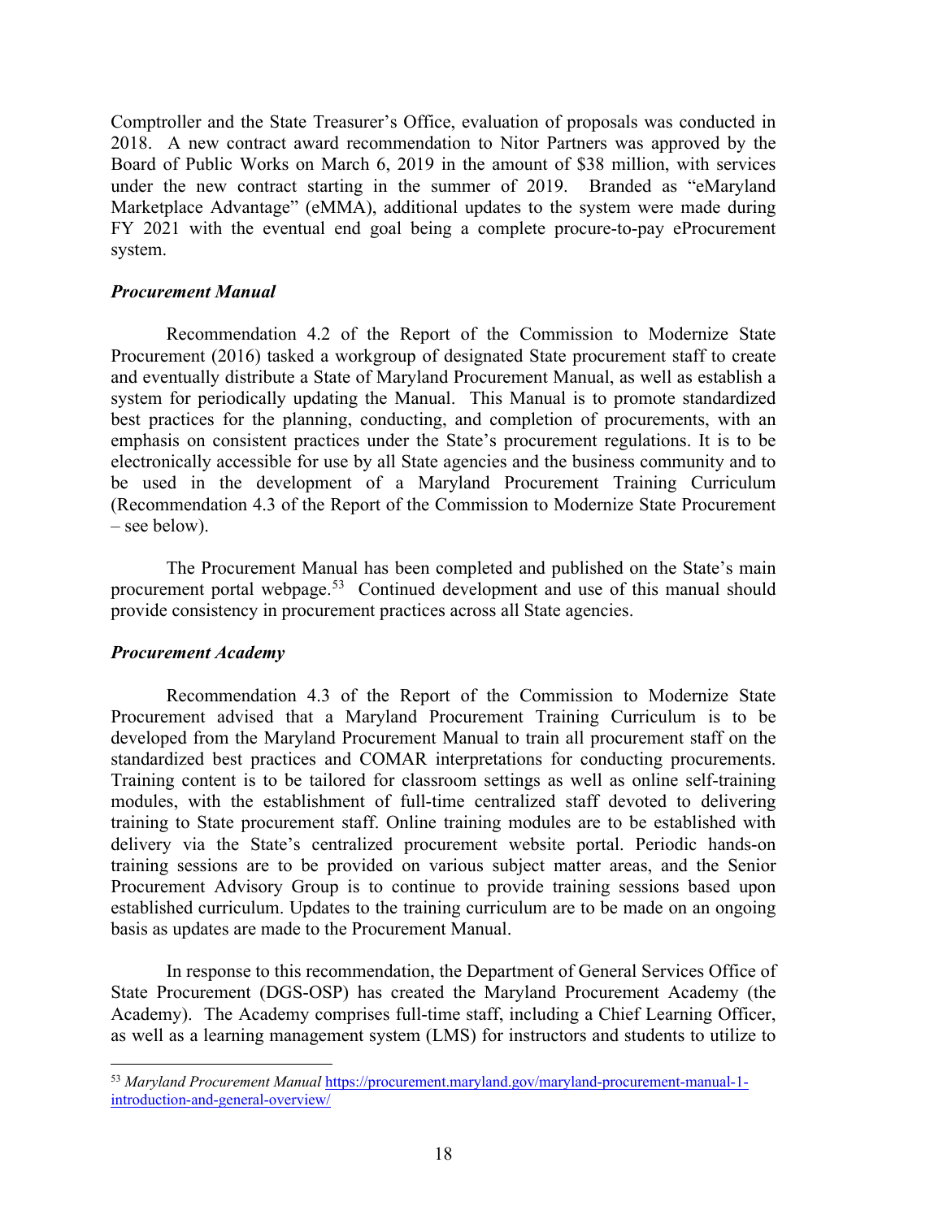Comptroller and the State Treasurer's Office, evaluation of proposals was conducted in 2018. A new contract award recommendation to Nitor Partners was approved by the Board of Public Works on March 6, 2019 in the amount of $38 million, with services under the new contract starting in the summer of 2019. Branded as "eMaryland Marketplace Advantage" (eMMA), additional updates to the system were made during FY 2021 with the eventual end goal being a complete procure-to-pay eProcurement system.

***Procurement Manual***

Recommendation 4.2 of the Report of the Commission to Modernize State Procurement (2016) tasked a workgroup of designated State procurement staff to create and eventually distribute a State of Maryland Procurement Manual, as well as establish a system for periodically updating the Manual. This Manual is to promote standardized best practices for the planning, conducting, and completion of procurements, with an emphasis on consistent practices under the State's procurement regulations. It is to be electronically accessible for use by all State agencies and the business community and to be used in the development of a Maryland Procurement Training Curriculum (Recommendation 4.3 of the Report of the Commission to Modernize State Procurement – see below).

The Procurement Manual has been completed and published on the State's main procurement portal webpage.[53] Continued development and use of this manual should provide consistency in procurement practices across all State agencies.

***Procurement Academy***

Recommendation 4.3 of the Report of the Commission to Modernize State Procurement advised that a Maryland Procurement Training Curriculum is to be developed from the Maryland Procurement Manual to train all procurement staff on the standardized best practices and COMAR interpretations for conducting procurements. Training content is to be tailored for classroom settings as well as online self-training modules, with the establishment of full-time centralized staff devoted to delivering training to State procurement staff. Online training modules are to be established with delivery via the State's centralized procurement website portal. Periodic hands-on training sessions are to be provided on various subject matter areas, and the Senior Procurement Advisory Group is to continue to provide training sessions based upon established curriculum. Updates to the training curriculum are to be made on an ongoing basis as updates are made to the Procurement Manual.

In response to this recommendation, the Department of General Services Office of State Procurement (DGS-OSP) has created the Maryland Procurement Academy (the Academy). The Academy comprises full-time staff, including a Chief Learning Officer, as well as a learning management system (LMS) for instructors and students to utilize to

---

[53] *Maryland Procurement Manual* https://procurement.maryland.gov/maryland-procurement-manual-1-introduction-and-general-overview/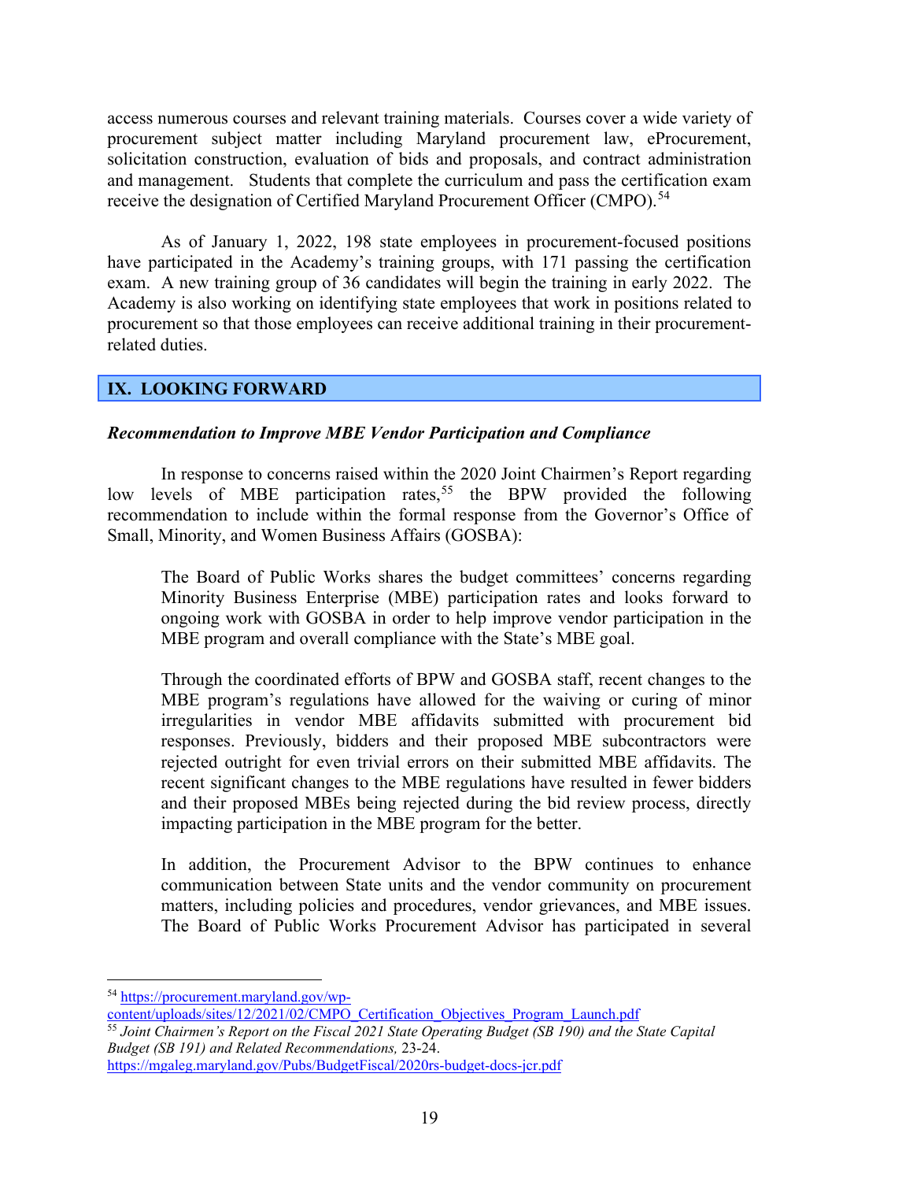access numerous courses and relevant training materials. Courses cover a wide variety of procurement subject matter including Maryland procurement law, eProcurement, solicitation construction, evaluation of bids and proposals, and contract administration and management. Students that complete the curriculum and pass the certification exam receive the designation of Certified Maryland Procurement Officer (CMPO).[54]

As of January 1, 2022, 198 state employees in procurement-focused positions have participated in the Academy's training groups, with 171 passing the certification exam. A new training group of 36 candidates will begin the training in early 2022. The Academy is also working on identifying state employees that work in positions related to procurement so that those employees can receive additional training in their procurement-related duties.

## IX. LOOKING FORWARD

### *Recommendation to Improve MBE Vendor Participation and Compliance*

In response to concerns raised within the 2020 Joint Chairmen's Report regarding low levels of MBE participation rates,[55] the BPW provided the following recommendation to include within the formal response from the Governor's Office of Small, Minority, and Women Business Affairs (GOSBA):

> The Board of Public Works shares the budget committees' concerns regarding Minority Business Enterprise (MBE) participation rates and looks forward to ongoing work with GOSBA in order to help improve vendor participation in the MBE program and overall compliance with the State's MBE goal.
>
> Through the coordinated efforts of BPW and GOSBA staff, recent changes to the MBE program's regulations have allowed for the waiving or curing of minor irregularities in vendor MBE affidavits submitted with procurement bid responses. Previously, bidders and their proposed MBE subcontractors were rejected outright for even trivial errors on their submitted MBE affidavits. The recent significant changes to the MBE regulations have resulted in fewer bidders and their proposed MBEs being rejected during the bid review process, directly impacting participation in the MBE program for the better.
>
> In addition, the Procurement Advisor to the BPW continues to enhance communication between State units and the vendor community on procurement matters, including policies and procedures, vendor grievances, and MBE issues. The Board of Public Works Procurement Advisor has participated in several

---

[54] https://procurement.maryland.gov/wp-content/uploads/sites/12/2021/02/CMPO_Certification_Objectives_Program_Launch.pdf

[55] *Joint Chairmen's Report on the Fiscal 2021 State Operating Budget (SB 190) and the State Capital Budget (SB 191) and Related Recommendations,* 23-24. https://mgaleg.maryland.gov/Pubs/BudgetFiscal/2020rs-budget-docs-jcr.pdf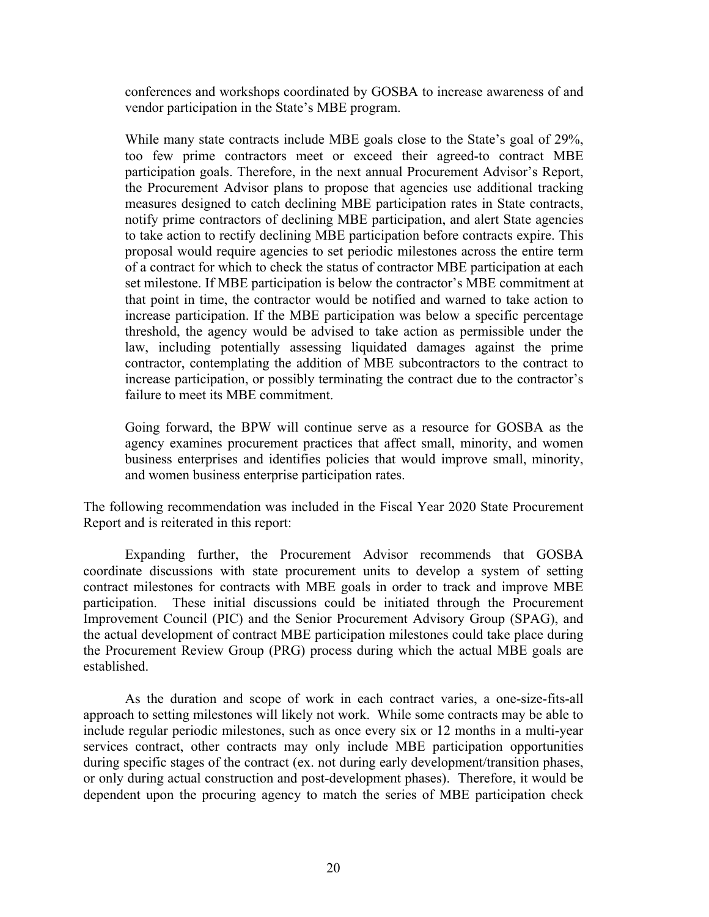conferences and workshops coordinated by GOSBA to increase awareness of and vendor participation in the State's MBE program.

While many state contracts include MBE goals close to the State's goal of 29%, too few prime contractors meet or exceed their agreed-to contract MBE participation goals. Therefore, in the next annual Procurement Advisor's Report, the Procurement Advisor plans to propose that agencies use additional tracking measures designed to catch declining MBE participation rates in State contracts, notify prime contractors of declining MBE participation, and alert State agencies to take action to rectify declining MBE participation before contracts expire. This proposal would require agencies to set periodic milestones across the entire term of a contract for which to check the status of contractor MBE participation at each set milestone. If MBE participation is below the contractor's MBE commitment at that point in time, the contractor would be notified and warned to take action to increase participation. If the MBE participation was below a specific percentage threshold, the agency would be advised to take action as permissible under the law, including potentially assessing liquidated damages against the prime contractor, contemplating the addition of MBE subcontractors to the contract to increase participation, or possibly terminating the contract due to the contractor's failure to meet its MBE commitment.

Going forward, the BPW will continue serve as a resource for GOSBA as the agency examines procurement practices that affect small, minority, and women business enterprises and identifies policies that would improve small, minority, and women business enterprise participation rates.

The following recommendation was included in the Fiscal Year 2020 State Procurement Report and is reiterated in this report:

Expanding further, the Procurement Advisor recommends that GOSBA coordinate discussions with state procurement units to develop a system of setting contract milestones for contracts with MBE goals in order to track and improve MBE participation. These initial discussions could be initiated through the Procurement Improvement Council (PIC) and the Senior Procurement Advisory Group (SPAG), and the actual development of contract MBE participation milestones could take place during the Procurement Review Group (PRG) process during which the actual MBE goals are established.

As the duration and scope of work in each contract varies, a one-size-fits-all approach to setting milestones will likely not work. While some contracts may be able to include regular periodic milestones, such as once every six or 12 months in a multi-year services contract, other contracts may only include MBE participation opportunities during specific stages of the contract (ex. not during early development/transition phases, or only during actual construction and post-development phases). Therefore, it would be dependent upon the procuring agency to match the series of MBE participation check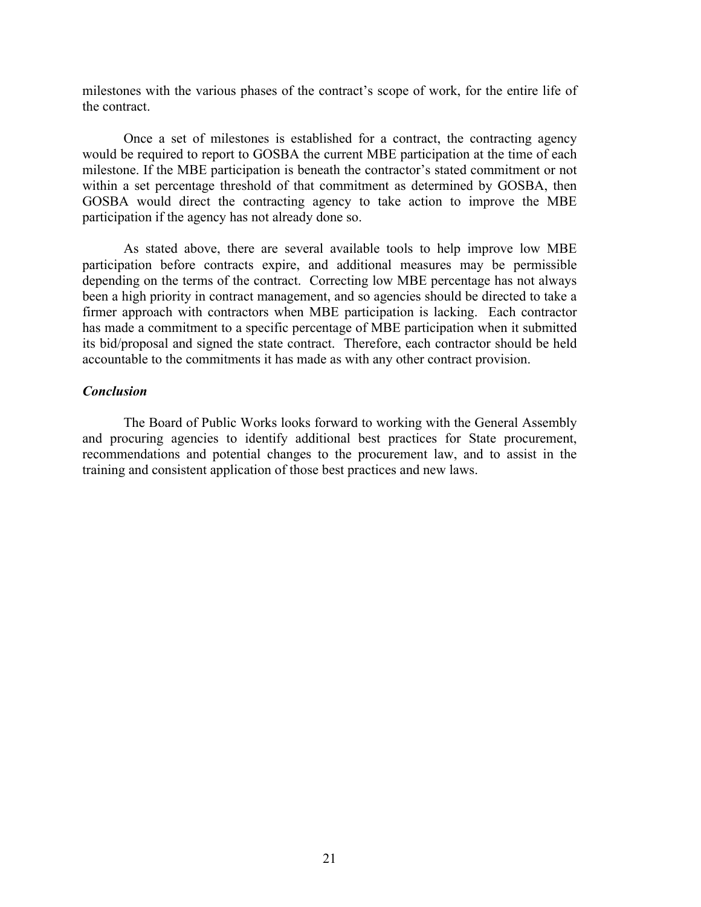milestones with the various phases of the contract's scope of work, for the entire life of the contract.

Once a set of milestones is established for a contract, the contracting agency would be required to report to GOSBA the current MBE participation at the time of each milestone. If the MBE participation is beneath the contractor's stated commitment or not within a set percentage threshold of that commitment as determined by GOSBA, then GOSBA would direct the contracting agency to take action to improve the MBE participation if the agency has not already done so.

As stated above, there are several available tools to help improve low MBE participation before contracts expire, and additional measures may be permissible depending on the terms of the contract. Correcting low MBE percentage has not always been a high priority in contract management, and so agencies should be directed to take a firmer approach with contractors when MBE participation is lacking. Each contractor has made a commitment to a specific percentage of MBE participation when it submitted its bid/proposal and signed the state contract. Therefore, each contractor should be held accountable to the commitments it has made as with any other contract provision.

***Conclusion***

The Board of Public Works looks forward to working with the General Assembly and procuring agencies to identify additional best practices for State procurement, recommendations and potential changes to the procurement law, and to assist in the training and consistent application of those best practices and new laws.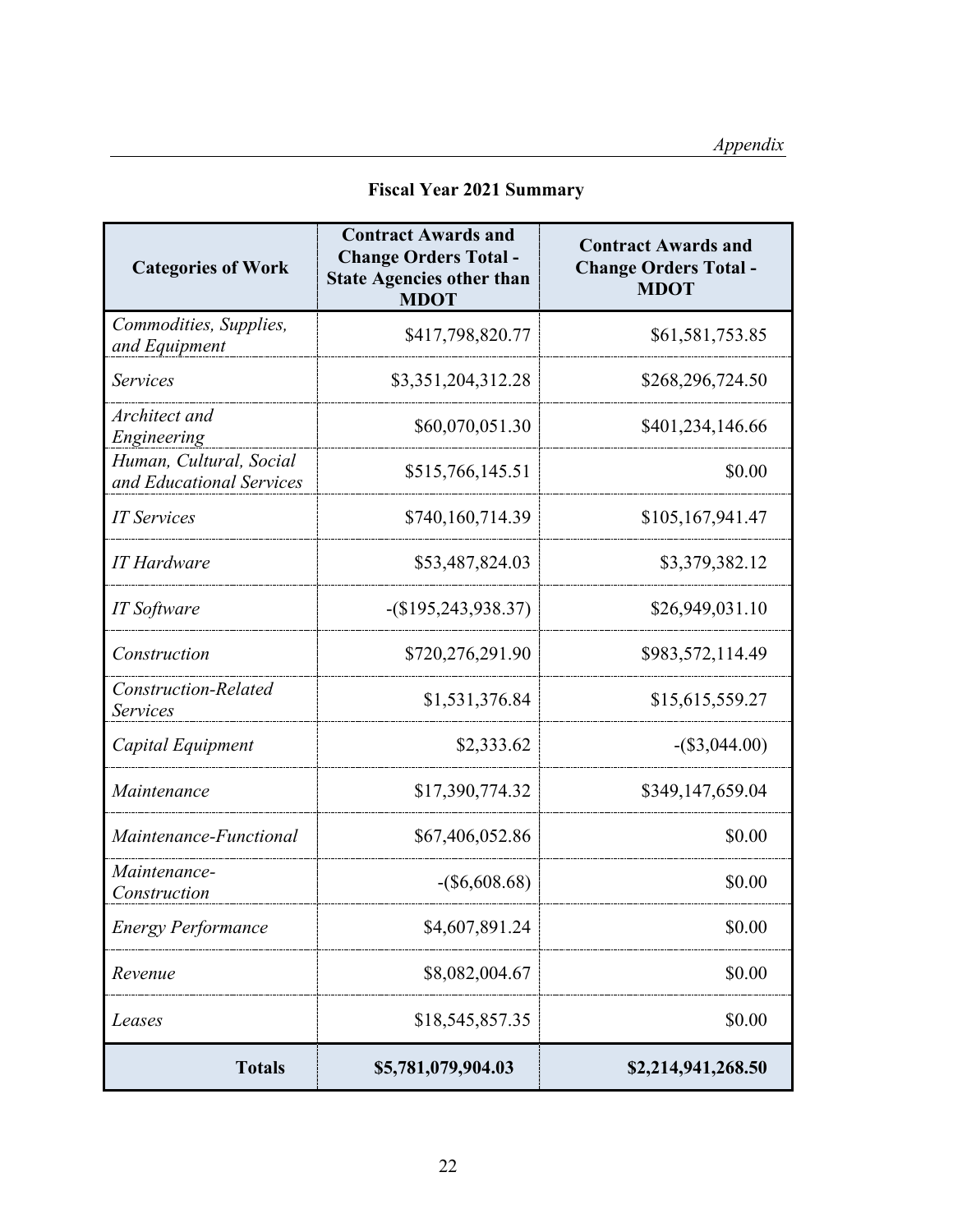## Fiscal Year 2021 Summary

| Categories of Work | Contract Awards and Change Orders Total - State Agencies other than MDOT | Contract Awards and Change Orders Total - MDOT |
|---|---|---|
| *Commodities, Supplies, and Equipment* | $417,798,820.77 | $61,581,753.85 |
| *Services* | $3,351,204,312.28 | $268,296,724.50 |
| *Architect and Engineering* | $60,070,051.30 | $401,234,146.66 |
| *Human, Cultural, Social and Educational Services* | $515,766,145.51 | $0.00 |
| *IT Services* | $740,160,714.39 | $105,167,941.47 |
| *IT Hardware* | $53,487,824.03 | $3,379,382.12 |
| *IT Software* | -($195,243,938.37) | $26,949,031.10 |
| *Construction* | $720,276,291.90 | $983,572,114.49 |
| *Construction-Related Services* | $1,531,376.84 | $15,615,559.27 |
| *Capital Equipment* | $2,333.62 | -($3,044.00) |
| *Maintenance* | $17,390,774.32 | $349,147,659.04 |
| *Maintenance-Functional* | $67,406,052.86 | $0.00 |
| *Maintenance-Construction* | -($6,608.68) | $0.00 |
| *Energy Performance* | $4,607,891.24 | $0.00 |
| *Revenue* | $8,082,004.67 | $0.00 |
| *Leases* | $18,545,857.35 | $0.00 |
| **Totals** | **$5,781,079,904.03** | **$2,214,941,268.50** |